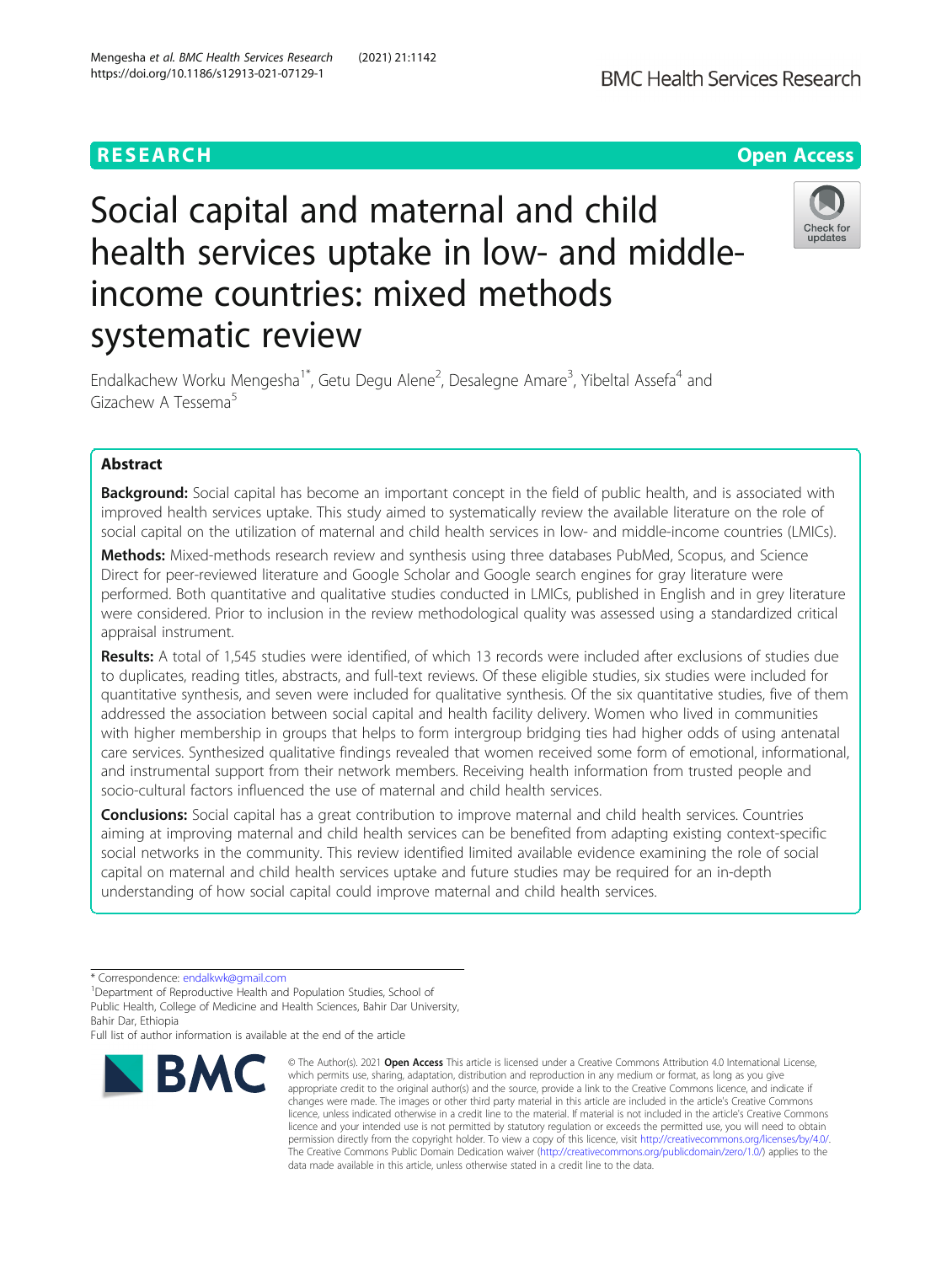RESEARCH

Open Access

# Social capital and maternal and child health services uptake in low- and middle-income countries: mixed methods systematic review

Endalkachew Worku Mengesha[1*], Getu Degu Alene[2], Desalegne Amare[3], Yibeltal Assefa[4] and Gizachew A Tessema[5]

## Abstract

**Background:** Social capital has become an important concept in the field of public health, and is associated with improved health services uptake. This study aimed to systematically review the available literature on the role of social capital on the utilization of maternal and child health services in low- and middle-income countries (LMICs).

**Methods:** Mixed-methods research review and synthesis using three databases PubMed, Scopus, and Science Direct for peer-reviewed literature and Google Scholar and Google search engines for gray literature were performed. Both quantitative and qualitative studies conducted in LMICs, published in English and in grey literature were considered. Prior to inclusion in the review methodological quality was assessed using a standardized critical appraisal instrument.

**Results:** A total of 1,545 studies were identified, of which 13 records were included after exclusions of studies due to duplicates, reading titles, abstracts, and full-text reviews. Of these eligible studies, six studies were included for quantitative synthesis, and seven were included for qualitative synthesis. Of the six quantitative studies, five of them addressed the association between social capital and health facility delivery. Women who lived in communities with higher membership in groups that helps to form intergroup bridging ties had higher odds of using antenatal care services. Synthesized qualitative findings revealed that women received some form of emotional, informational, and instrumental support from their network members. Receiving health information from trusted people and socio-cultural factors influenced the use of maternal and child health services.

**Conclusions:** Social capital has a great contribution to improve maternal and child health services. Countries aiming at improving maternal and child health services can be benefited from adapting existing context-specific social networks in the community. This review identified limited available evidence examining the role of social capital on maternal and child health services uptake and future studies may be required for an in-depth understanding of how social capital could improve maternal and child health services.

---

* Correspondence: endalkwk@gmail.com
[1]Department of Reproductive Health and Population Studies, School of Public Health, College of Medicine and Health Sciences, Bahir Dar University, Bahir Dar, Ethiopia
Full list of author information is available at the end of the article

© The Author(s). 2021 **Open Access** This article is licensed under a Creative Commons Attribution 4.0 International License, which permits use, sharing, adaptation, distribution and reproduction in any medium or format, as long as you give appropriate credit to the original author(s) and the source, provide a link to the Creative Commons licence, and indicate if changes were made. The images or other third party material in this article are included in the article's Creative Commons licence, unless indicated otherwise in a credit line to the material. If material is not included in the article's Creative Commons licence and your intended use is not permitted by statutory regulation or exceeds the permitted use, you will need to obtain permission directly from the copyright holder. To view a copy of this licence, visit http://creativecommons.org/licenses/by/4.0/. The Creative Commons Public Domain Dedication waiver (http://creativecommons.org/publicdomain/zero/1.0/) applies to the data made available in this article, unless otherwise stated in a credit line to the data.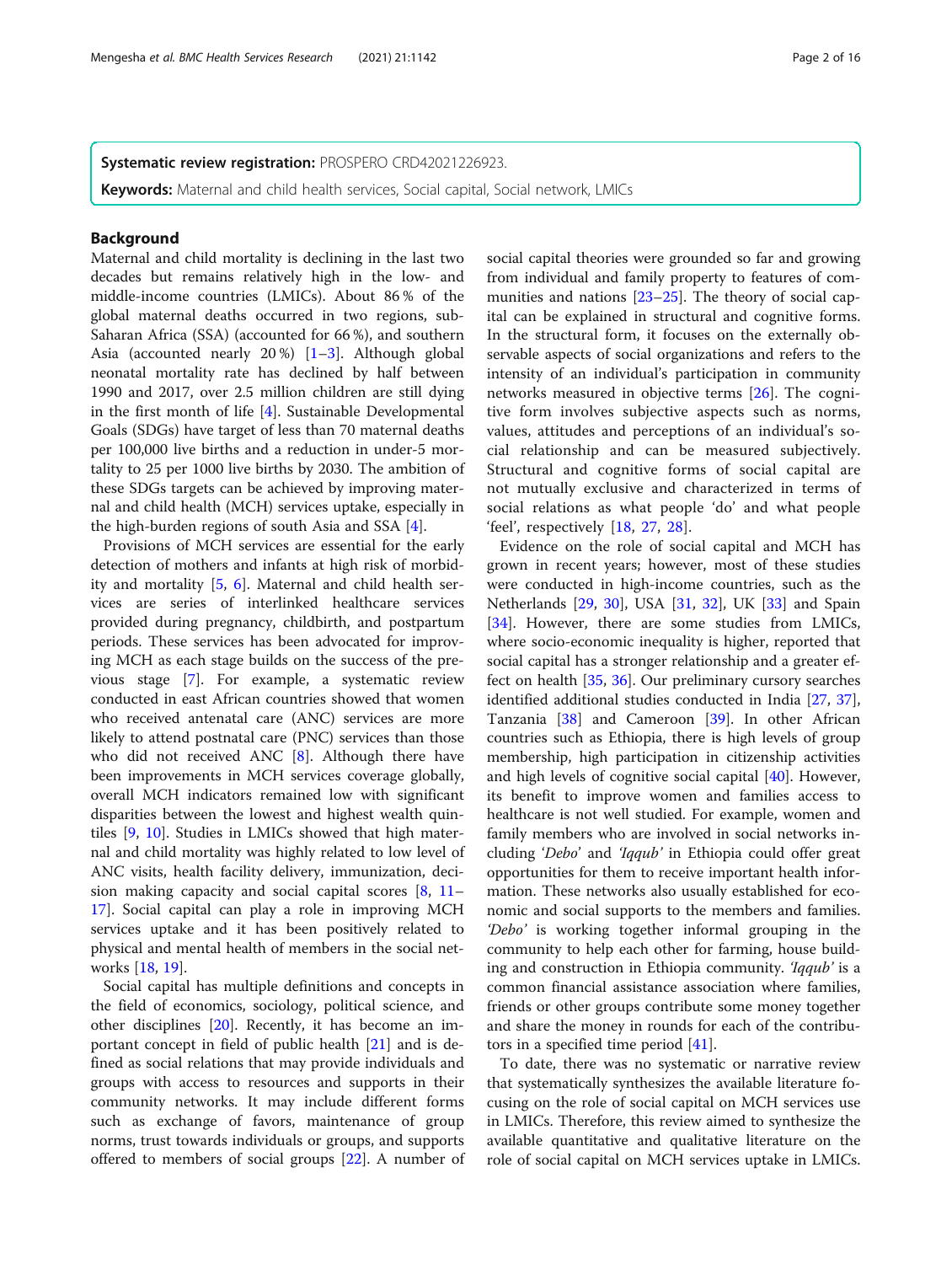**Systematic review registration:** PROSPERO CRD42021226923.

**Keywords:** Maternal and child health services, Social capital, Social network, LMICs

## Background

Maternal and child mortality is declining in the last two decades but remains relatively high in the low- and middle-income countries (LMICs). About 86 % of the global maternal deaths occurred in two regions, sub-Saharan Africa (SSA) (accounted for 66 %), and southern Asia (accounted nearly 20 %) [1–3]. Although global neonatal mortality rate has declined by half between 1990 and 2017, over 2.5 million children are still dying in the first month of life [4]. Sustainable Developmental Goals (SDGs) have target of less than 70 maternal deaths per 100,000 live births and a reduction in under-5 mortality to 25 per 1000 live births by 2030. The ambition of these SDGs targets can be achieved by improving maternal and child health (MCH) services uptake, especially in the high-burden regions of south Asia and SSA [4].

Provisions of MCH services are essential for the early detection of mothers and infants at high risk of morbidity and mortality [5, 6]. Maternal and child health services are series of interlinked healthcare services provided during pregnancy, childbirth, and postpartum periods. These services has been advocated for improving MCH as each stage builds on the success of the previous stage [7]. For example, a systematic review conducted in east African countries showed that women who received antenatal care (ANC) services are more likely to attend postnatal care (PNC) services than those who did not received ANC [8]. Although there have been improvements in MCH services coverage globally, overall MCH indicators remained low with significant disparities between the lowest and highest wealth quintiles [9, 10]. Studies in LMICs showed that high maternal and child mortality was highly related to low level of ANC visits, health facility delivery, immunization, decision making capacity and social capital scores [8, 11–17]. Social capital can play a role in improving MCH services uptake and it has been positively related to physical and mental health of members in the social networks [18, 19].

Social capital has multiple definitions and concepts in the field of economics, sociology, political science, and other disciplines [20]. Recently, it has become an important concept in field of public health [21] and is defined as social relations that may provide individuals and groups with access to resources and supports in their community networks. It may include different forms such as exchange of favors, maintenance of group norms, trust towards individuals or groups, and supports offered to members of social groups [22]. A number of social capital theories were grounded so far and growing from individual and family property to features of communities and nations [23–25]. The theory of social capital can be explained in structural and cognitive forms. In the structural form, it focuses on the externally observable aspects of social organizations and refers to the intensity of an individual's participation in community networks measured in objective terms [26]. The cognitive form involves subjective aspects such as norms, values, attitudes and perceptions of an individual's social relationship and can be measured subjectively. Structural and cognitive forms of social capital are not mutually exclusive and characterized in terms of social relations as what people 'do' and what people 'feel', respectively [18, 27, 28].

Evidence on the role of social capital and MCH has grown in recent years; however, most of these studies were conducted in high-income countries, such as the Netherlands [29, 30], USA [31, 32], UK [33] and Spain [34]. However, there are some studies from LMICs, where socio-economic inequality is higher, reported that social capital has a stronger relationship and a greater effect on health [35, 36]. Our preliminary cursory searches identified additional studies conducted in India [27, 37], Tanzania [38] and Cameroon [39]. In other African countries such as Ethiopia, there is high levels of group membership, high participation in citizenship activities and high levels of cognitive social capital [40]. However, its benefit to improve women and families access to healthcare is not well studied. For example, women and family members who are involved in social networks including '*Debo*' and '*Iqqub*' in Ethiopia could offer great opportunities for them to receive important health information. These networks also usually established for economic and social supports to the members and families. '*Debo*' is working together informal grouping in the community to help each other for farming, house building and construction in Ethiopia community. '*Iqqub*' is a common financial assistance association where families, friends or other groups contribute some money together and share the money in rounds for each of the contributors in a specified time period [41].

To date, there was no systematic or narrative review that systematically synthesizes the available literature focusing on the role of social capital on MCH services use in LMICs. Therefore, this review aimed to synthesize the available quantitative and qualitative literature on the role of social capital on MCH services uptake in LMICs.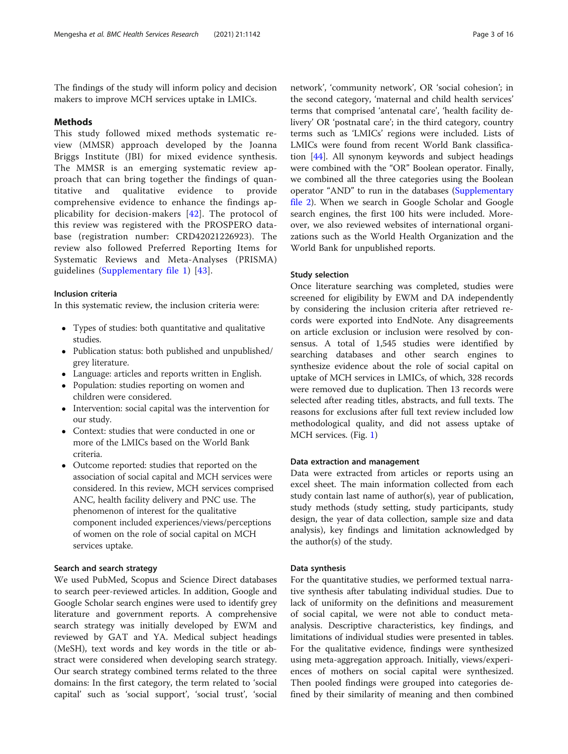The findings of the study will inform policy and decision makers to improve MCH services uptake in LMICs.

## Methods

This study followed mixed methods systematic review (MMSR) approach developed by the Joanna Briggs Institute (JBI) for mixed evidence synthesis. The MMSR is an emerging systematic review approach that can bring together the findings of quantitative and qualitative evidence to provide comprehensive evidence to enhance the findings applicability for decision-makers [42]. The protocol of this review was registered with the PROSPERO database (registration number: CRD42021226923). The review also followed Preferred Reporting Items for Systematic Reviews and Meta-Analyses (PRISMA) guidelines (Supplementary file 1) [43].

### Inclusion criteria

In this systematic review, the inclusion criteria were:

- Types of studies: both quantitative and qualitative studies.
- Publication status: both published and unpublished/grey literature.
- Language: articles and reports written in English.
- Population: studies reporting on women and children were considered.
- Intervention: social capital was the intervention for our study.
- Context: studies that were conducted in one or more of the LMICs based on the World Bank criteria.
- Outcome reported: studies that reported on the association of social capital and MCH services were considered. In this review, MCH services comprised ANC, health facility delivery and PNC use. The phenomenon of interest for the qualitative component included experiences/views/perceptions of women on the role of social capital on MCH services uptake.

### Search and search strategy

We used PubMed, Scopus and Science Direct databases to search peer-reviewed articles. In addition, Google and Google Scholar search engines were used to identify grey literature and government reports. A comprehensive search strategy was initially developed by EWM and reviewed by GAT and YA. Medical subject headings (MeSH), text words and key words in the title or abstract were considered when developing search strategy. Our search strategy combined terms related to the three domains: In the first category, the term related to 'social capital' such as 'social support', 'social trust', 'social network', 'community network', OR 'social cohesion'; in the second category, 'maternal and child health services' terms that comprised 'antenatal care', 'health facility delivery' OR 'postnatal care'; in the third category, country terms such as 'LMICs' regions were included. Lists of LMICs were found from recent World Bank classification [44]. All synonym keywords and subject headings were combined with the "OR" Boolean operator. Finally, we combined all the three categories using the Boolean operator "AND" to run in the databases (Supplementary file 2). When we search in Google Scholar and Google search engines, the first 100 hits were included. Moreover, we also reviewed websites of international organizations such as the World Health Organization and the World Bank for unpublished reports.

### Study selection

Once literature searching was completed, studies were screened for eligibility by EWM and DA independently by considering the inclusion criteria after retrieved records were exported into EndNote. Any disagreements on article exclusion or inclusion were resolved by consensus. A total of 1,545 studies were identified by searching databases and other search engines to synthesize evidence about the role of social capital on uptake of MCH services in LMICs, of which, 328 records were removed due to duplication. Then 13 records were selected after reading titles, abstracts, and full texts. The reasons for exclusions after full text review included low methodological quality, and did not assess uptake of MCH services. (Fig. 1)

### Data extraction and management

Data were extracted from articles or reports using an excel sheet. The main information collected from each study contain last name of author(s), year of publication, study methods (study setting, study participants, study design, the year of data collection, sample size and data analysis), key findings and limitation acknowledged by the author(s) of the study.

### Data synthesis

For the quantitative studies, we performed textual narrative synthesis after tabulating individual studies. Due to lack of uniformity on the definitions and measurement of social capital, we were not able to conduct meta-analysis. Descriptive characteristics, key findings, and limitations of individual studies were presented in tables. For the qualitative evidence, findings were synthesized using meta-aggregation approach. Initially, views/experiences of mothers on social capital were synthesized. Then pooled findings were grouped into categories defined by their similarity of meaning and then combined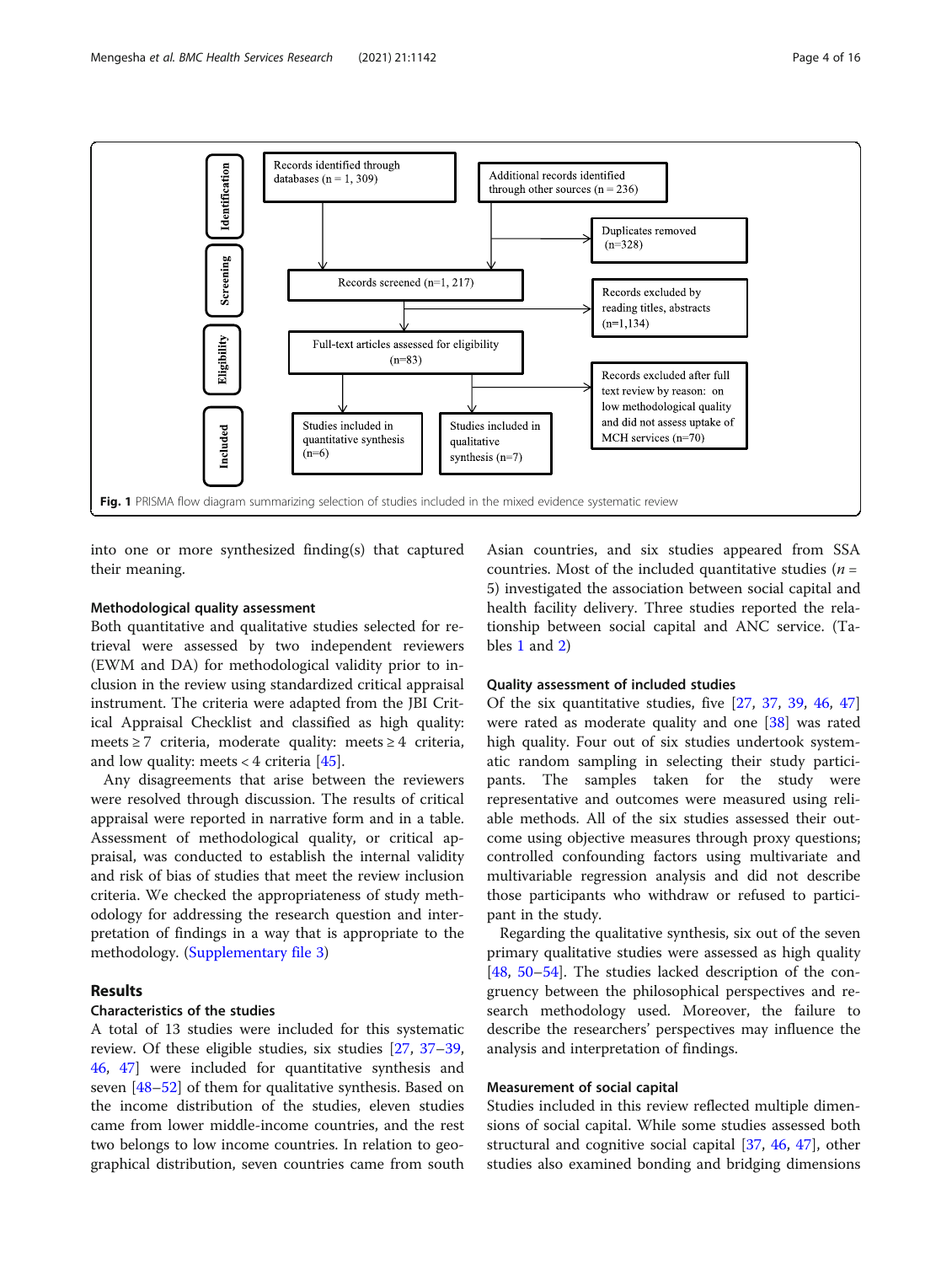Fig. 1 PRISMA flow diagram summarizing selection of studies included in the mixed evidence systematic review

into one or more synthesized finding(s) that captured their meaning.

#### Methodological quality assessment

Both quantitative and qualitative studies selected for retrieval were assessed by two independent reviewers (EWM and DA) for methodological validity prior to inclusion in the review using standardized critical appraisal instrument. The criteria were adapted from the JBI Critical Appraisal Checklist and classified as high quality: meets ≥ 7 criteria, moderate quality: meets ≥ 4 criteria, and low quality: meets < 4 criteria [45].

Any disagreements that arise between the reviewers were resolved through discussion. The results of critical appraisal were reported in narrative form and in a table. Assessment of methodological quality, or critical appraisal, was conducted to establish the internal validity and risk of bias of studies that meet the review inclusion criteria. We checked the appropriateness of study methodology for addressing the research question and interpretation of findings in a way that is appropriate to the methodology. (Supplementary file 3)

## Results

#### Characteristics of the studies

A total of 13 studies were included for this systematic review. Of these eligible studies, six studies [27, 37–39, 46, 47] were included for quantitative synthesis and seven [48–52] of them for qualitative synthesis. Based on the income distribution of the studies, eleven studies came from lower middle-income countries, and the rest two belongs to low income countries. In relation to geographical distribution, seven countries came from south Asian countries, and six studies appeared from SSA countries. Most of the included quantitative studies ($n$ = 5) investigated the association between social capital and health facility delivery. Three studies reported the relationship between social capital and ANC service. (Tables 1 and 2)

#### Quality assessment of included studies

Of the six quantitative studies, five [27, 37, 39, 46, 47] were rated as moderate quality and one [38] was rated high quality. Four out of six studies undertook systematic random sampling in selecting their study participants. The samples taken for the study were representative and outcomes were measured using reliable methods. All of the six studies assessed their outcome using objective measures through proxy questions; controlled confounding factors using multivariate and multivariable regression analysis and did not describe those participants who withdraw or refused to participant in the study.

Regarding the qualitative synthesis, six out of the seven primary qualitative studies were assessed as high quality [48, 50–54]. The studies lacked description of the congruency between the philosophical perspectives and research methodology used. Moreover, the failure to describe the researchers' perspectives may influence the analysis and interpretation of findings.

#### Measurement of social capital

Studies included in this review reflected multiple dimensions of social capital. While some studies assessed both structural and cognitive social capital [37, 46, 47], other studies also examined bonding and bridging dimensions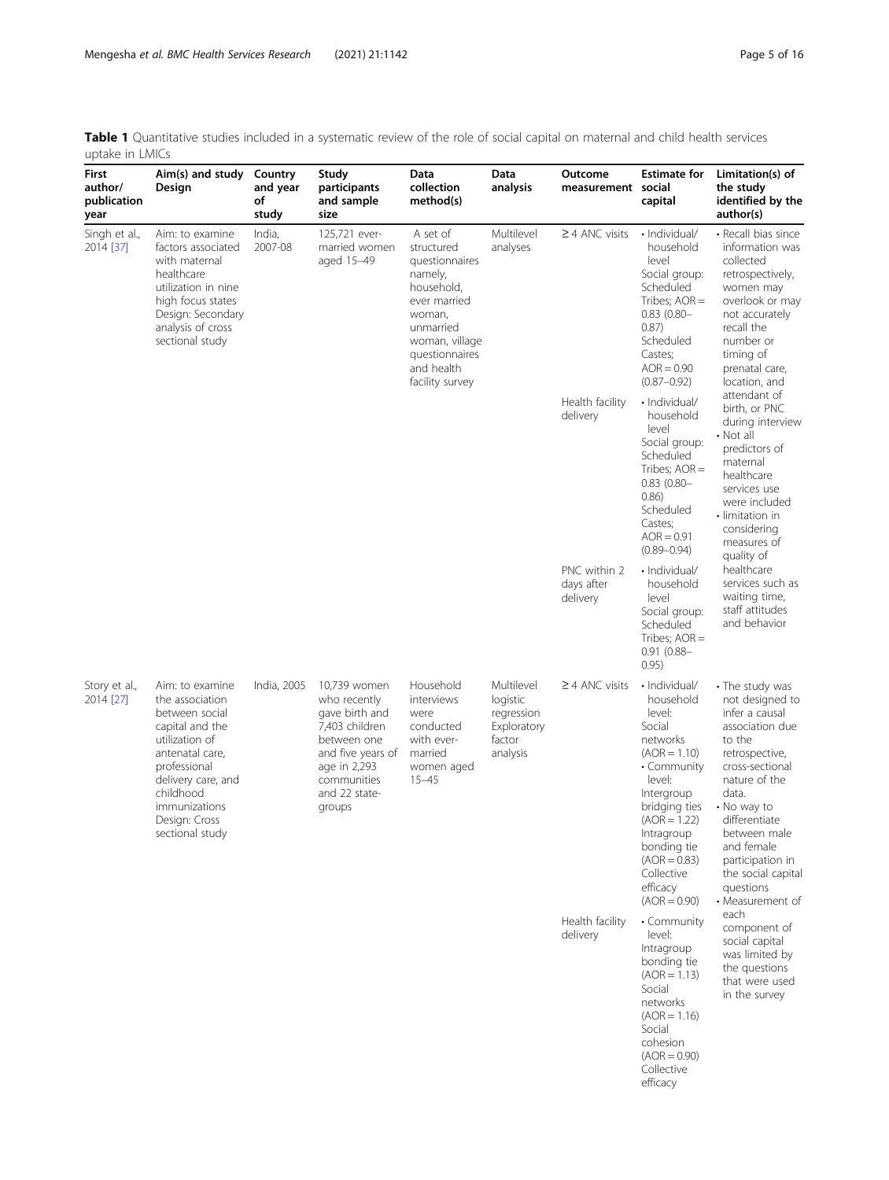**Table 1** Quantitative studies included in a systematic review of the role of social capital on maternal and child health services uptake in LMICs

| First author/ publication year | Aim(s) and study Design | Country and year of study | Study participants and sample size | Data collection method(s) | Data analysis | Outcome measurement | Estimate for social capital | Limitation(s) of the study identified by the author(s) |
|---|---|---|---|---|---|---|---|---|
| Singh et al., 2014 [37] | Aim: to examine factors associated with maternal healthcare utilization in nine high focus states Design: Secondary analysis of cross sectional study | India, 2007-08 | 125,721 ever-married women aged 15–49 | A set of structured questionnaires namely, household, ever married woman, unmarried woman, village questionnaires and health facility survey | Multilevel analyses | ≥ 4 ANC visits | • Individual/ household level Social group: Scheduled Tribes; AOR = 0.83 (0.80–0.87) Scheduled Castes; AOR = 0.90 (0.87–0.92) | • Recall bias since information was collected retrospectively, women may overlook or may not accurately recall the number or timing of prenatal care, location, and attendant of birth, or PNC during interview • Not all predictors of maternal healthcare services use were included • limitation in considering measures of quality of healthcare services such as waiting time, staff attitudes and behavior |
| | | | | | | Health facility delivery | • Individual/ household level Social group: Scheduled Tribes; AOR = 0.83 (0.80–0.86) Scheduled Castes; AOR = 0.91 (0.89–0.94) | |
| | | | | | | PNC within 2 days after delivery | • Individual/ household level Social group: Scheduled Tribes; AOR = 0.91 (0.88–0.95) | |
| Story et al., 2014 [27] | Aim: to examine the association between social capital and the utilization of antenatal care, professional delivery care, and childhood immunizations Design: Cross sectional study | India, 2005 | 10,739 women who recently gave birth and 7,403 children between one and five years of age in 2,293 communities and 22 state-groups | Household interviews were conducted with ever-married women aged 15–45 | Multilevel logistic regression Exploratory factor analysis | ≥ 4 ANC visits | • Individual/ household level: Social networks (AOR = 1.10) • Community level: Intergroup bridging ties (AOR = 1.22) Intragroup bonding tie (AOR = 0.83) Collective efficacy (AOR = 0.90) | • The study was not designed to infer a causal association due to the retrospective, cross-sectional nature of the data. • No way to differentiate between male and female participation in the social capital questions • Measurement of each component of social capital was limited by the questions that were used in the survey |
| | | | | | | Health facility delivery | • Community level: Intragroup bonding tie (AOR = 1.13) Social networks (AOR = 1.16) Social cohesion (AOR = 0.90) Collective efficacy | |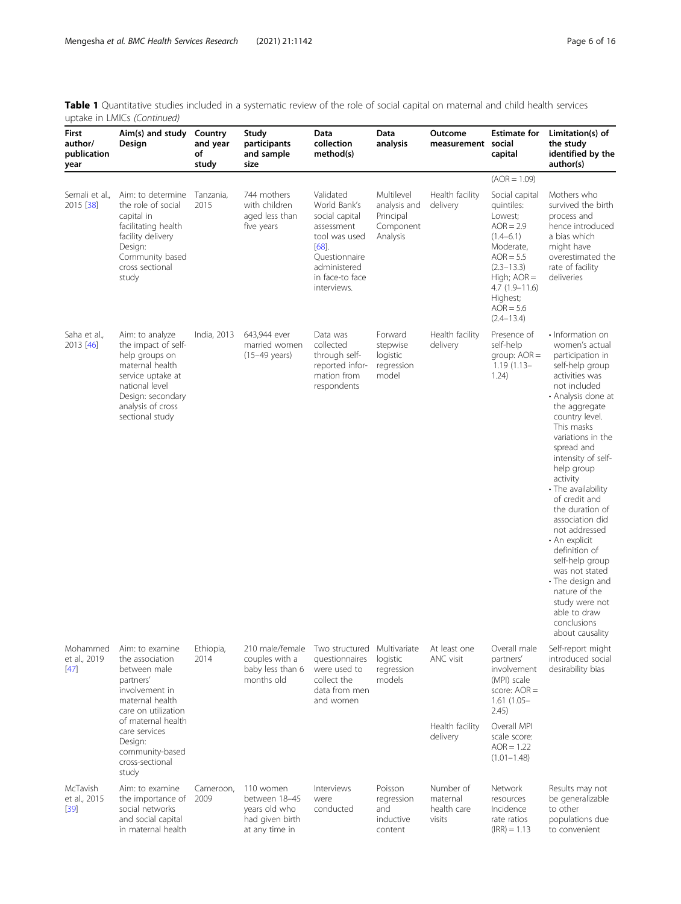**Table 1** Quantitative studies included in a systematic review of the role of social capital on maternal and child health services uptake in LMICs *(Continued)*

| First author/ publication year | Aim(s) and study Design | Country and year of study | Study participants and sample size | Data collection method(s) | Data analysis | Outcome measurement | Estimate for social capital | Limitation(s) of the study identified by the author(s) |
|---|---|---|---|---|---|---|---|---|
| | | | | | | | (AOR = 1.09) | |
| Semali et al., 2015 [38] | Aim: to determine the role of social capital in facilitating health facility delivery Design: Community based cross sectional study | Tanzania, 2015 | 744 mothers with children aged less than five years | Validated World Bank's social capital assessment tool was used [68]. Questionnaire administered in face-to face interviews. | Multilevel analysis and Principal Component Analysis | Health facility delivery | Social capital quintiles: Lowest; AOR = 2.9 (1.4–6.1) Moderate, AOR = 5.5 (2.3–13.3) High; AOR = 4.7 (1.9–11.6) Highest; AOR = 5.6 (2.4–13.4) | Mothers who survived the birth process and hence introduced a bias which might have overestimated the rate of facility deliveries |
| Saha et al., 2013 [46] | Aim: to analyze the impact of self-help groups on maternal health service uptake at national level Design: secondary analysis of cross sectional study | India, 2013 | 643,944 ever married women (15–49 years) | Data was collected through self-reported information from respondents | Forward stepwise logistic regression model | Health facility delivery | Presence of self-help group: AOR = 1.19 (1.13–1.24) | • Information on women's actual participation in self-help group activities was not included • Analysis done at the aggregate country level. This masks variations in the spread and intensity of self-help group activity • The availability of credit and the duration of association did not addressed • An explicit definition of self-help group was not stated • The design and nature of the study were not able to draw conclusions about causality |
| Mohammed et al., 2019 [47] | Aim: to examine the association between male partners' involvement in maternal health care on utilization of maternal health care services Design: community-based cross-sectional study | Ethiopia, 2014 | 210 male/female couples with a baby less than 6 months old | Two structured questionnaires were used to collect the data from men and women | Multivariate logistic regression models | At least one ANC visit | Overall male partners' involvement (MPI) scale score: AOR = 1.61 (1.05–2.45) | Self-report might introduced social desirability bias |
| | | | | | | Health facility delivery | Overall MPI scale score: AOR = 1.22 (1.01–1.48) | |
| McTavish et al., 2015 [39] | Aim: to examine the importance of social networks and social capital in maternal health | Cameroon, 2009 | 110 women between 18–45 years old who had given birth at any time in | Interviews were conducted | Poisson regression and inductive content | Number of maternal health care visits | Network resources Incidence rate ratios (IRR) = 1.13 | Results may not be generalizable to other populations due to convenient |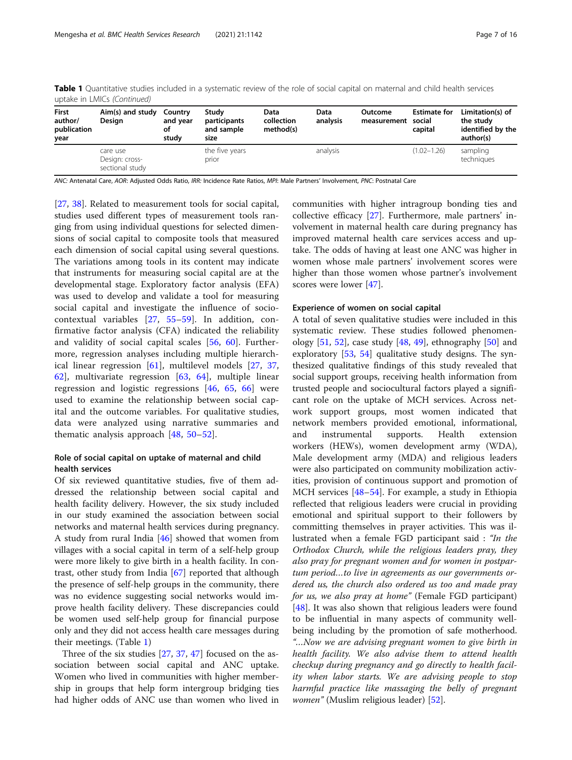**Table 1** Quantitative studies included in a systematic review of the role of social capital on maternal and child health services uptake in LMICs *(Continued)*

| First author/ publication year | Aim(s) and study Design | Country and year of study | Study participants and sample size | Data collection method(s) | Data analysis | Outcome measurement | Estimate for social capital | Limitation(s) of the study identified by the author(s) |
|---|---|---|---|---|---|---|---|---|
| | care use Design: cross-sectional study | | the five years prior | | analysis | | (1.02–1.26) | sampling techniques |

ANC: Antenatal Care, AOR: Adjusted Odds Ratio, IRR: Incidence Rate Ratios, MPI: Male Partners' Involvement, PNC: Postnatal Care

[27, 38]. Related to measurement tools for social capital, studies used different types of measurement tools ranging from using individual questions for selected dimensions of social capital to composite tools that measured each dimension of social capital using several questions. The variations among tools in its content may indicate that instruments for measuring social capital are at the developmental stage. Exploratory factor analysis (EFA) was used to develop and validate a tool for measuring social capital and investigate the influence of socio-contextual variables [27, 55–59]. In addition, confirmative factor analysis (CFA) indicated the reliability and validity of social capital scales [56, 60]. Furthermore, regression analyses including multiple hierarchical linear regression [61], multilevel models [27, 37, 62], multivariate regression [63, 64], multiple linear regression and logistic regressions [46, 65, 66] were used to examine the relationship between social capital and the outcome variables. For qualitative studies, data were analyzed using narrative summaries and thematic analysis approach [48, 50–52].

## Role of social capital on uptake of maternal and child health services

Of six reviewed quantitative studies, five of them addressed the relationship between social capital and health facility delivery. However, the six study included in our study examined the association between social networks and maternal health services during pregnancy. A study from rural India [46] showed that women from villages with a social capital in term of a self-help group were more likely to give birth in a health facility. In contrast, other study from India [67] reported that although the presence of self-help groups in the community, there was no evidence suggesting social networks would improve health facility delivery. These discrepancies could be women used self-help group for financial purpose only and they did not access health care messages during their meetings. (Table 1)

Three of the six studies [27, 37, 47] focused on the association between social capital and ANC uptake. Women who lived in communities with higher membership in groups that help form intergroup bridging ties had higher odds of ANC use than women who lived in communities with higher intragroup bonding ties and collective efficacy [27]. Furthermore, male partners' involvement in maternal health care during pregnancy has improved maternal health care services access and uptake. The odds of having at least one ANC was higher in women whose male partners' involvement scores were higher than those women whose partner's involvement scores were lower [47].

## Experience of women on social capital

A total of seven qualitative studies were included in this systematic review. These studies followed phenomenology [51, 52], case study [48, 49], ethnography [50] and exploratory [53, 54] qualitative study designs. The synthesized qualitative findings of this study revealed that social support groups, receiving health information from trusted people and sociocultural factors played a significant role on the uptake of MCH services. Across network support groups, most women indicated that network members provided emotional, informational, and instrumental supports. Health extension workers (HEWs), women development army (WDA), Male development army (MDA) and religious leaders were also participated on community mobilization activities, provision of continuous support and promotion of MCH services [48–54]. For example, a study in Ethiopia reflected that religious leaders were crucial in providing emotional and spiritual support to their followers by committing themselves in prayer activities. This was illustrated when a female FGD participant said : *"In the Orthodox Church, while the religious leaders pray, they also pray for pregnant women and for women in postpartum period…to live in agreements as our governments ordered us, the church also ordered us too and made pray for us, we also pray at home"* (Female FGD participant) [48]. It was also shown that religious leaders were found to be influential in many aspects of community well-being including by the promotion of safe motherhood. *"…Now we are advising pregnant women to give birth in health facility. We also advise them to attend health checkup during pregnancy and go directly to health facility when labor starts. We are advising people to stop harmful practice like massaging the belly of pregnant women"* (Muslim religious leader) [52].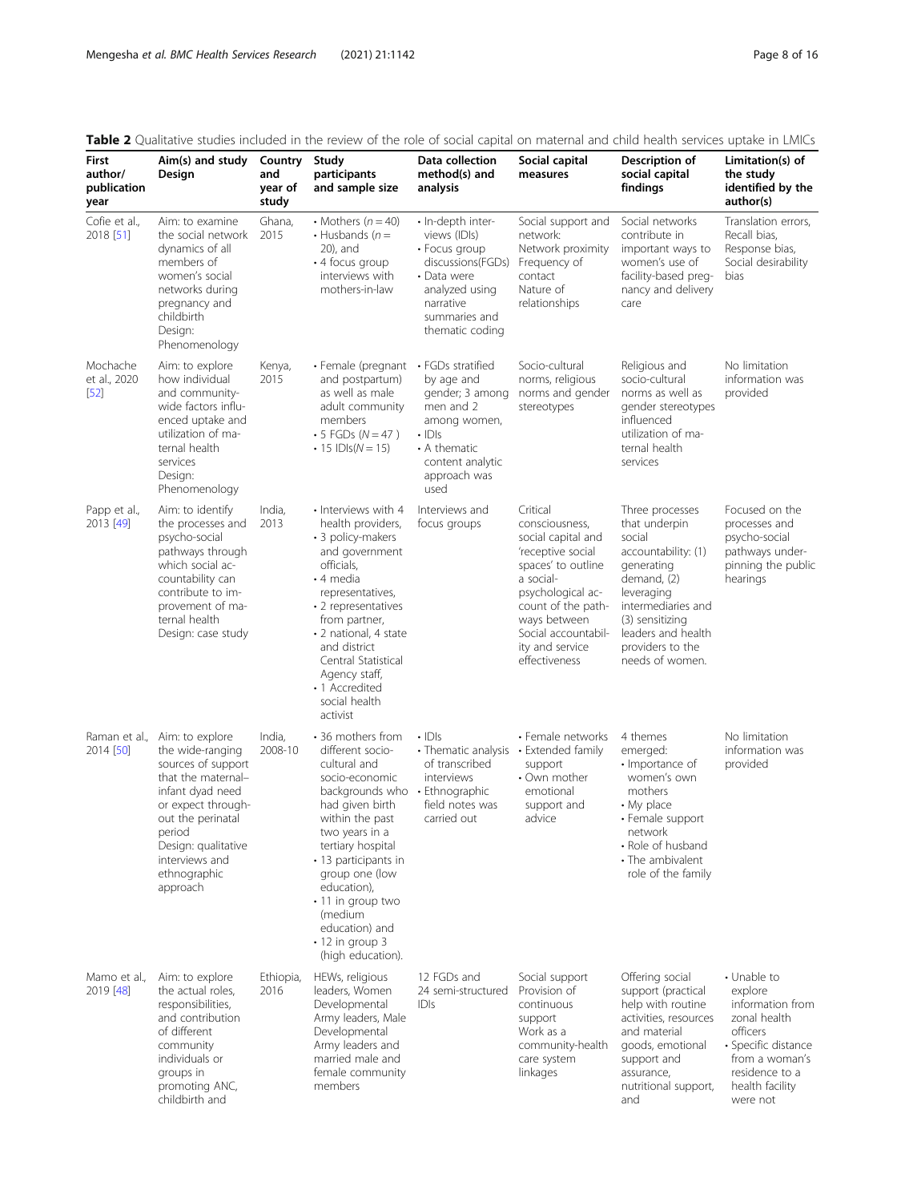**Table 2** Qualitative studies included in the review of the role of social capital on maternal and child health services uptake in LMICs

| First author/ publication year | Aim(s) and study Design | Country and year of study | Study participants and sample size | Data collection method(s) and analysis | Social capital measures | Description of social capital findings | Limitation(s) of the study identified by the author(s) |
|---|---|---|---|---|---|---|---|
| Cofie et al., 2018 [51] | Aim: to examine the social network dynamics of all members of women's social networks during pregnancy and childbirth Design: Phenomenology | Ghana, 2015 | • Mothers ($n = 40$) • Husbands ($n = 20$), and • 4 focus group interviews with mothers-in-law | • In-depth interviews (IDIs) • Focus group discussions(FGDs) • Data were analyzed using narrative summaries and thematic coding | Social support and network: Network proximity Frequency of contact Nature of relationships | Social networks contribute in important ways to women's use of facility-based pregnancy and delivery care | Translation errors, Recall bias, Response bias, Social desirability bias |
| Mochache et al., 2020 [52] | Aim: to explore how individual and community-wide factors influenced uptake and utilization of maternal health services Design: Phenomenology | Kenya, 2015 | • Female (pregnant and postpartum) as well as male adult community members • 5 FGDs ($N = 47$) • 15 IDIs($N = 15$) | • FGDs stratified by age and gender; 3 among men and 2 among women, • IDIs • A thematic content analytic approach was used | Socio-cultural norms, religious norms and gender stereotypes | Religious and socio-cultural norms as well as gender stereotypes influenced utilization of maternal health services | No limitation information was provided |
| Papp et al., 2013 [49] | Aim: to identify the processes and psycho-social pathways through which social accountability can contribute to improvement of maternal health Design: case study | India, 2013 | • Interviews with 4 health providers, • 3 policy-makers and government officials, • 4 media representatives, • 2 representatives from partner, • 2 national, 4 state and district Central Statistical Agency staff, • 1 Accredited social health activist | Interviews and focus groups | Critical consciousness, social capital and 'receptive social spaces' to outline a social-psychological account of the pathways between Social accountability and service effectiveness | Three processes that underpin social accountability: (1) generating demand, (2) leveraging intermediaries and (3) sensitizing leaders and health providers to the needs of women. | Focused on the processes and psycho-social pathways underpinning the public hearings |
| Raman et al., 2014 [50] | Aim: to explore the wide-ranging sources of support that the maternal–infant dyad need or expect throughout the perinatal period Design: qualitative interviews and ethnographic approach | India, 2008-10 | • 36 mothers from different socio-cultural and socio-economic backgrounds who had given birth within the past two years in a tertiary hospital • 13 participants in group one (low education), • 11 in group two (medium education) and • 12 in group 3 (high education). | • IDIs • Thematic analysis of transcribed interviews • Ethnographic field notes was carried out | • Female networks • Extended family support • Own mother emotional support and advice | 4 themes emerged: • Importance of women's own mothers • My place • Female support network • Role of husband • The ambivalent role of the family | No limitation information was provided |
| Mamo et al., 2019 [48] | Aim: to explore the actual roles, responsibilities, and contribution of different community individuals or groups in promoting ANC, childbirth and | Ethiopia, 2016 | HEWs, religious leaders, Women Developmental Army leaders, Male Developmental Army leaders and married male and female community members | 12 FGDs and 24 semi-structured IDIs | Social support Provision of continuous support Work as a community-health care system linkages | Offering social support (practical help with routine activities, resources and material goods, emotional support and assurance, nutritional support, and | • Unable to explore information from zonal health officers • Specific distance from a woman's residence to a health facility were not |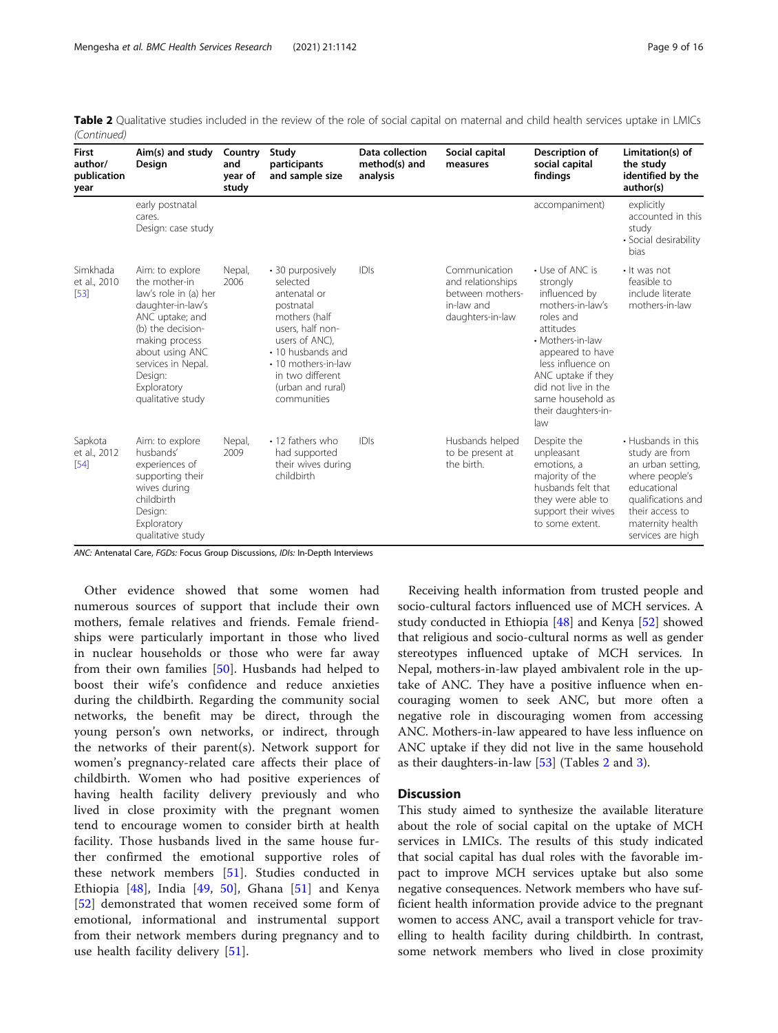**Table 2** Qualitative studies included in the review of the role of social capital on maternal and child health services uptake in LMICs *(Continued)*

| First author/ publication year | Aim(s) and study Design | Country and year of study | Study participants and sample size | Data collection method(s) and analysis | Social capital measures | Description of social capital findings | Limitation(s) of the study identified by the author(s) |
|---|---|---|---|---|---|---|---|
| | early postnatal cares. Design: case study | | | | | accompaniment) | explicitly accounted in this study • Social desirability bias |
| Simkhada et al., 2010 [53] | Aim: to explore the mother-in law's role in (a) her daughter-in-law's ANC uptake; and (b) the decision-making process about using ANC services in Nepal. Design: Exploratory qualitative study | Nepal, 2006 | • 30 purposively selected antenatal or postnatal mothers (half users, half non-users of ANC), • 10 husbands and • 10 mothers-in-law in two different (urban and rural) communities | IDIs | Communication and relationships between mothers-in-law and daughters-in-law | • Use of ANC is strongly influenced by mothers-in-law's roles and attitudes • Mothers-in-law appeared to have less influence on ANC uptake if they did not live in the same household as their daughters-in-law | • It was not feasible to include literate mothers-in-law |
| Sapkota et al., 2012 [54] | Aim: to explore husbands' experiences of supporting their wives during childbirth Design: Exploratory qualitative study | Nepal, 2009 | • 12 fathers who had supported their wives during childbirth | IDIs | Husbands helped to be present at the birth. | Despite the unpleasant emotions, a majority of the husbands felt that they were able to support their wives to some extent. | • Husbands in this study are from an urban setting, where people's educational qualifications and their access to maternity health services are high |

*ANC:* Antenatal Care, *FGDs:* Focus Group Discussions, *IDIs:* In-Depth Interviews

Other evidence showed that some women had numerous sources of support that include their own mothers, female relatives and friends. Female friendships were particularly important in those who lived in nuclear households or those who were far away from their own families [50]. Husbands had helped to boost their wife's confidence and reduce anxieties during the childbirth. Regarding the community social networks, the benefit may be direct, through the young person's own networks, or indirect, through the networks of their parent(s). Network support for women's pregnancy-related care affects their place of childbirth. Women who had positive experiences of having health facility delivery previously and who lived in close proximity with the pregnant women tend to encourage women to consider birth at health facility. Those husbands lived in the same house further confirmed the emotional supportive roles of these network members [51]. Studies conducted in Ethiopia [48], India [49, 50], Ghana [51] and Kenya [52] demonstrated that women received some form of emotional, informational and instrumental support from their network members during pregnancy and to use health facility delivery [51].

Receiving health information from trusted people and socio-cultural factors influenced use of MCH services. A study conducted in Ethiopia [48] and Kenya [52] showed that religious and socio-cultural norms as well as gender stereotypes influenced uptake of MCH services. In Nepal, mothers-in-law played ambivalent role in the uptake of ANC. They have a positive influence when encouraging women to seek ANC, but more often a negative role in discouraging women from accessing ANC. Mothers-in-law appeared to have less influence on ANC uptake if they did not live in the same household as their daughters-in-law [53] (Tables 2 and 3).

## Discussion

This study aimed to synthesize the available literature about the role of social capital on the uptake of MCH services in LMICs. The results of this study indicated that social capital has dual roles with the favorable impact to improve MCH services uptake but also some negative consequences. Network members who have sufficient health information provide advice to the pregnant women to access ANC, avail a transport vehicle for travelling to health facility during childbirth. In contrast, some network members who lived in close proximity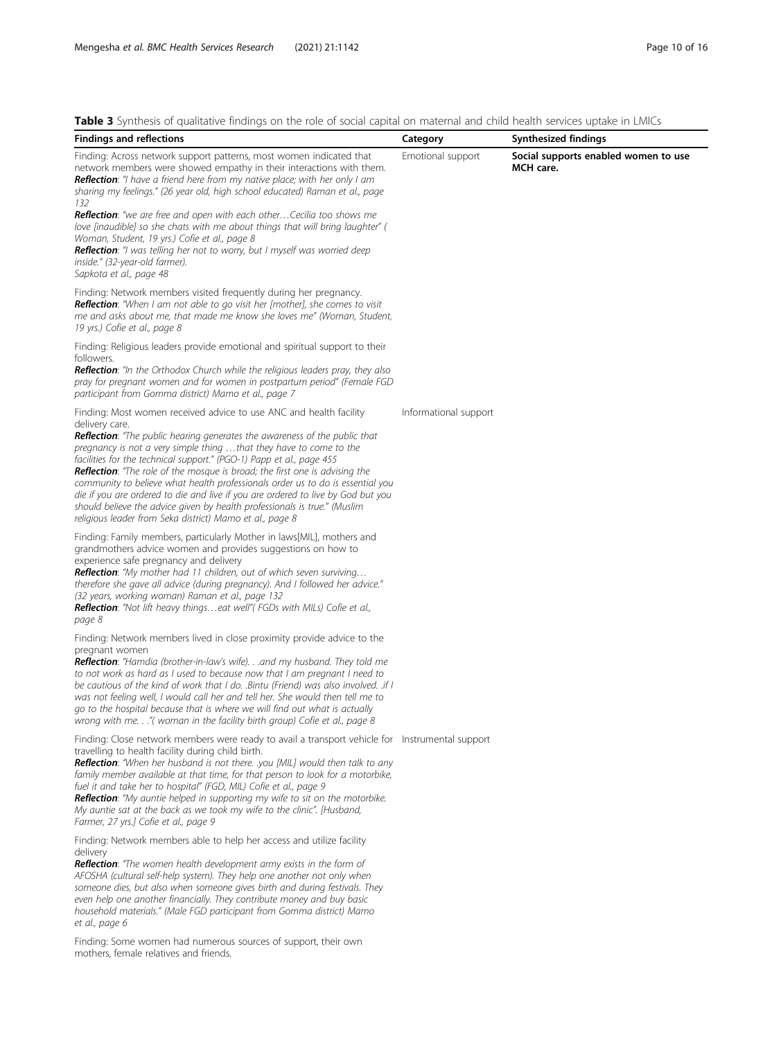**Table 3** Synthesis of qualitative findings on the role of social capital on maternal and child health services uptake in LMICs

| Findings and reflections | Category | Synthesized findings |
| --- | --- | --- |
| Finding: Across network support patterns, most women indicated that network members were showed empathy in their interactions with them.<br>***Reflection***: *"I have a friend here from my native place; with her only I am sharing my feelings." (26 year old, high school educated) Raman et al., page 132*<br>***Reflection***: *"we are free and open with each other…Cecilia too shows me love [inaudible] so she chats with me about things that will bring laughter" ( Woman, Student, 19 yrs.) Cofie et al., page 8*<br>***Reflection***: *"I was telling her not to worry, but I myself was worried deep inside." (32-year-old farmer). Sapkota et al., page 48* | Emotional support | **Social supports enabled women to use MCH care.** |
| Finding: Network members visited frequently during her pregnancy.<br>***Reflection***: *"When I am not able to go visit her [mother], she comes to visit me and asks about me, that made me know she loves me" (Woman, Student, 19 yrs.) Cofie et al., page 8* | | |
| Finding: Religious leaders provide emotional and spiritual support to their followers.<br>***Reflection***: *"In the Orthodox Church while the religious leaders pray, they also pray for pregnant women and for women in postpartum period" (Female FGD participant from Gomma district) Mamo et al., page 7* | | |
| Finding: Most women received advice to use ANC and health facility delivery care.<br>***Reflection***: *"The public hearing generates the awareness of the public that pregnancy is not a very simple thing …that they have to come to the facilities for the technical support." (PGO-1) Papp et al., page 455*<br>***Reflection***: *"The role of the mosque is broad; the first one is advising the community to believe what health professionals order us to do is essential you die if you are ordered to die and live if you are ordered to live by God but you should believe the advice given by health professionals is true." (Muslim religious leader from Seka district) Mamo et al., page 8* | Informational support | |
| Finding: Family members, particularly Mother in laws[MIL], mothers and grandmothers advice women and provides suggestions on how to experience safe pregnancy and delivery<br>***Reflection***: *"My mother had 11 children, out of which seven surviving… therefore she gave all advice (during pregnancy). And I followed her advice." (32 years, working woman) Raman et al., page 132*<br>***Reflection***: *"Not lift heavy things…eat well"( FGDs with MILs) Cofie et al., page 8* | | |
| Finding: Network members lived in close proximity provide advice to the pregnant women<br>***Reflection***: *"Hamdia (brother-in-law's wife). . .and my husband. They told me to not work as hard as I used to because now that I am pregnant I need to be cautious of the kind of work that I do. .Bintu (Friend) was also involved. .if I was not feeling well, I would call her and tell her. She would then tell me to go to the hospital because that is where we will find out what is actually wrong with me. . ."( woman in the facility birth group) Cofie et al., page 8* | | |
| Finding: Close network members were ready to avail a transport vehicle for travelling to health facility during child birth.<br>***Reflection***: *"When her husband is not there. .you [MIL] would then talk to any family member available at that time, for that person to look for a motorbike, fuel it and take her to hospital" (FGD, MIL) Cofie et al., page 9*<br>***Reflection***: *"My auntie helped in supporting my wife to sit on the motorbike. My auntie sat at the back as we took my wife to the clinic". [Husband, Farmer, 27 yrs.] Cofie et al., page 9* | Instrumental support | |
| Finding: Network members able to help her access and utilize facility delivery<br>***Reflection***: *"The women health development army exists in the form of AFOSHA (cultural self-help system). They help one another not only when someone dies, but also when someone gives birth and during festivals. They even help one another financially. They contribute money and buy basic household materials." (Male FGD participant from Gomma district) Mamo et al., page 6* | | |
| Finding: Some women had numerous sources of support, their own mothers, female relatives and friends. | | |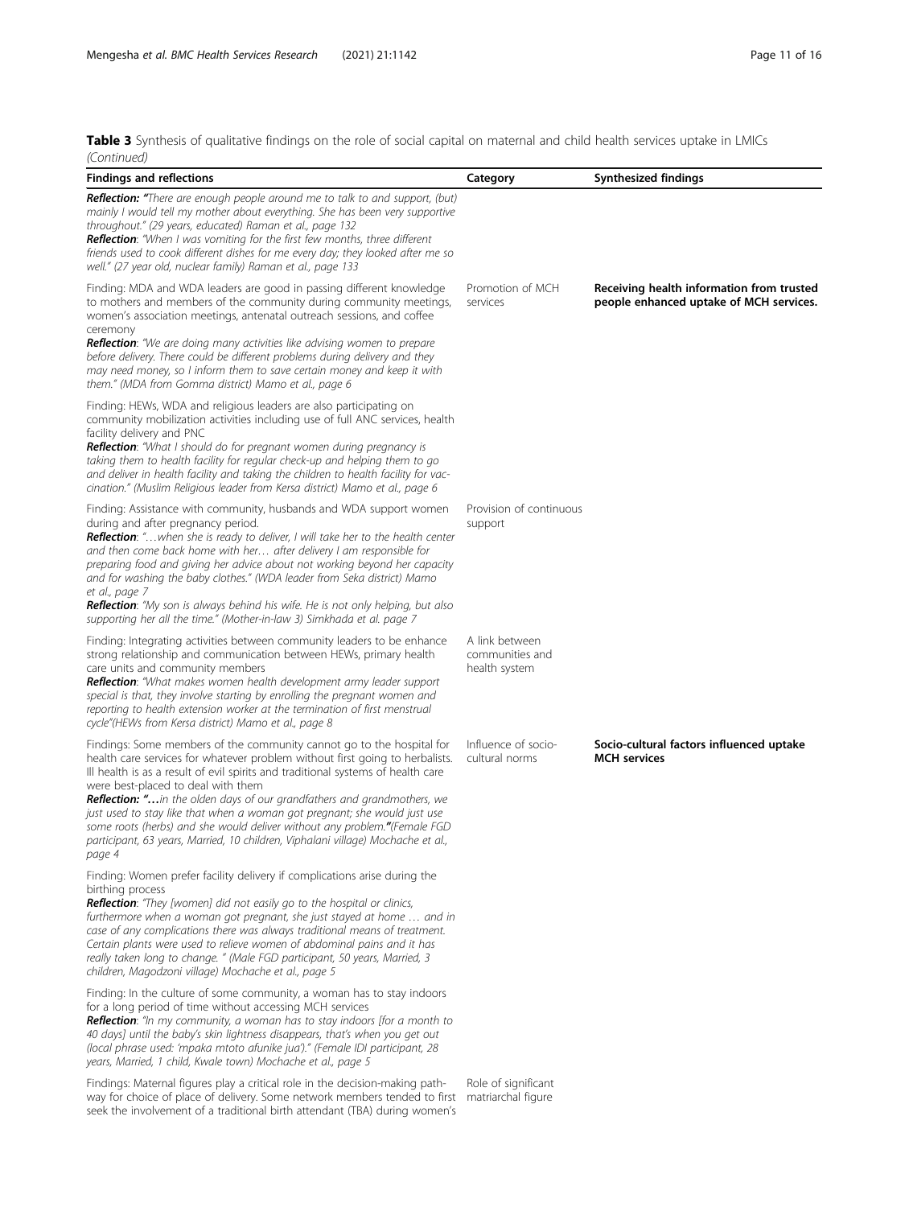**Table 3** Synthesis of qualitative findings on the role of social capital on maternal and child health services uptake in LMICs *(Continued)*

| Findings and reflections | Category | Synthesized findings |
|---|---|---|
| ***Reflection:*** *"There are enough people around me to talk to and support, (but) mainly I would tell my mother about everything. She has been very supportive throughout." (29 years, educated) Raman et al., page 132*<br>***Reflection***: *"When I was vomiting for the first few months, three different friends used to cook different dishes for me every day; they looked after me so well." (27 year old, nuclear family) Raman et al., page 133* | | |
| Finding: MDA and WDA leaders are good in passing different knowledge to mothers and members of the community during community meetings, women's association meetings, antenatal outreach sessions, and coffee ceremony<br>***Reflection***: *"We are doing many activities like advising women to prepare before delivery. There could be different problems during delivery and they may need money, so I inform them to save certain money and keep it with them." (MDA from Gomma district) Mamo et al., page 6* | Promotion of MCH services | **Receiving health information from trusted people enhanced uptake of MCH services.** |
| Finding: HEWs, WDA and religious leaders are also participating on community mobilization activities including use of full ANC services, health facility delivery and PNC<br>***Reflection***: *"What I should do for pregnant women during pregnancy is taking them to health facility for regular check-up and helping them to go and deliver in health facility and taking the children to health facility for vaccination." (Muslim Religious leader from Kersa district) Mamo et al., page 6* | | |
| Finding: Assistance with community, husbands and WDA support women during and after pregnancy period.<br>***Reflection***: *"…when she is ready to deliver, I will take her to the health center and then come back home with her… after delivery I am responsible for preparing food and giving her advice about not working beyond her capacity and for washing the baby clothes." (WDA leader from Seka district) Mamo et al., page 7*<br>***Reflection***: *"My son is always behind his wife. He is not only helping, but also supporting her all the time." (Mother-in-law 3) Simkhada et al. page 7* | Provision of continuous support | |
| Finding: Integrating activities between community leaders to be enhance strong relationship and communication between HEWs, primary health care units and community members<br>***Reflection***: *"What makes women health development army leader support special is that, they involve starting by enrolling the pregnant women and reporting to health extension worker at the termination of first menstrual cycle"(HEWs from Kersa district) Mamo et al., page 8* | A link between communities and health system | |
| Findings: Some members of the community cannot go to the hospital for health care services for whatever problem without first going to herbalists. Ill health is as a result of evil spirits and traditional systems of health care were best-placed to deal with them<br>***Reflection: "…****in the olden days of our grandfathers and grandmothers, we just used to stay like that when a woman got pregnant; she would just use some roots (herbs) and she would deliver without any problem.****"****(Female FGD participant, 63 years, Married, 10 children, Viphalani village) Mochache et al., page 4* | Influence of socio-cultural norms | **Socio-cultural factors influenced uptake MCH services** |
| Finding: Women prefer facility delivery if complications arise during the birthing process<br>***Reflection***: *"They [women] did not easily go to the hospital or clinics, furthermore when a woman got pregnant, she just stayed at home … and in case of any complications there was always traditional means of treatment. Certain plants were used to relieve women of abdominal pains and it has really taken long to change. " (Male FGD participant, 50 years, Married, 3 children, Magodzoni village) Mochache et al., page 5* | | |
| Finding: In the culture of some community, a woman has to stay indoors for a long period of time without accessing MCH services<br>***Reflection***: *"In my community, a woman has to stay indoors [for a month to 40 days] until the baby's skin lightness disappears, that's when you get out (local phrase used: 'mpaka mtoto afunike jua')." (Female IDI participant, 28 years, Married, 1 child, Kwale town) Mochache et al., page 5* | | |
| Findings: Maternal figures play a critical role in the decision-making pathway for choice of place of delivery. Some network members tended to first seek the involvement of a traditional birth attendant (TBA) during women's | Role of significant matriarchal figure | |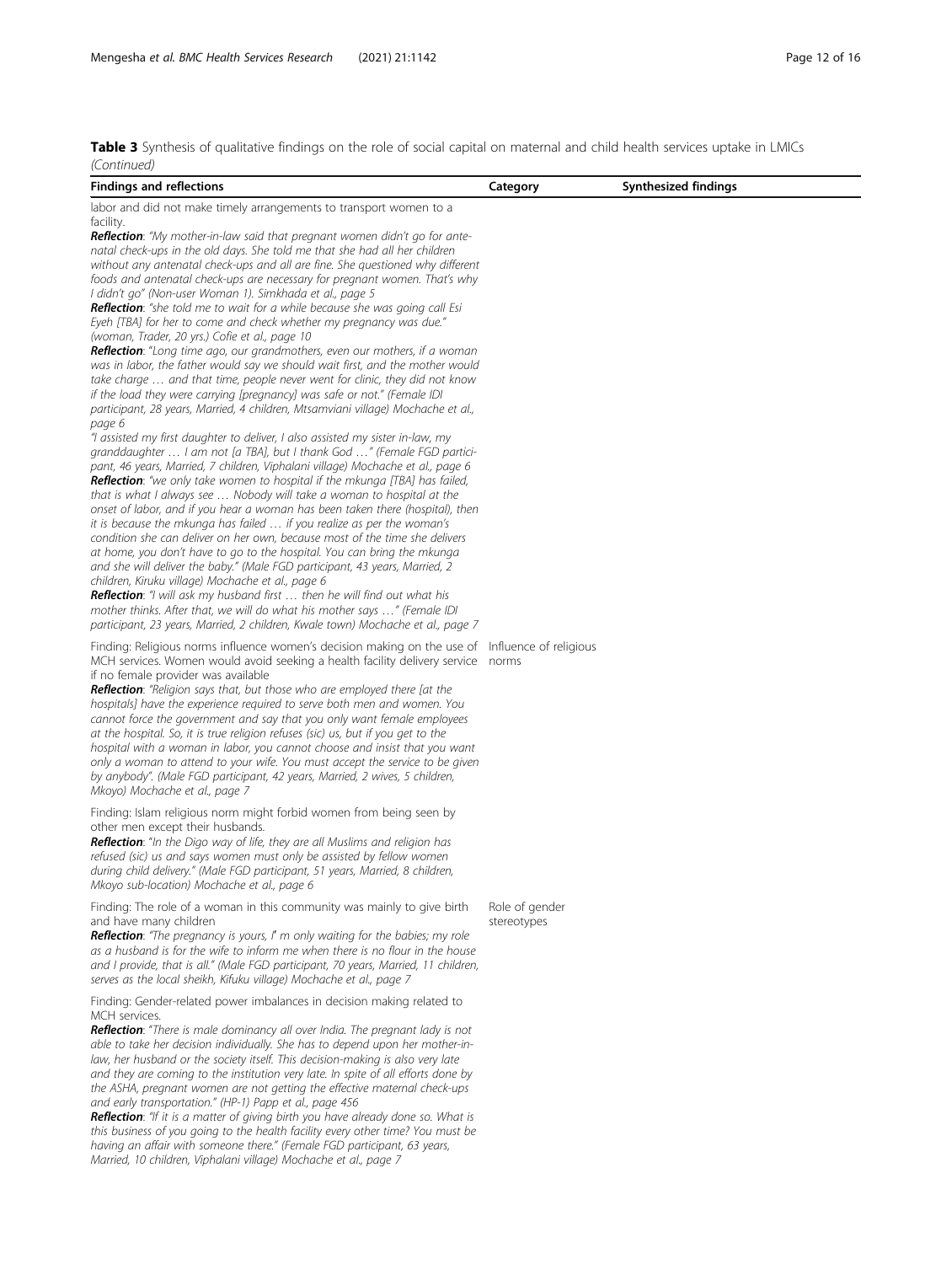**Table 3** Synthesis of qualitative findings on the role of social capital on maternal and child health services uptake in LMICs *(Continued)*

| Findings and reflections | Category | Synthesized findings |
|---|---|---|
| labor and did not make timely arrangements to transport women to a facility.<br>***Reflection***: *"My mother-in-law said that pregnant women didn't go for antenatal check-ups in the old days. She told me that she had all her children without any antenatal check-ups and all are fine. She questioned why different foods and antenatal check-ups are necessary for pregnant women. That's why I didn't go" (Non-user Woman 1). Simkhada et al., page 5*<br>***Reflection***: *"she told me to wait for a while because she was going call Esi Eyeh [TBA] for her to come and check whether my pregnancy was due." (woman, Trader, 20 yrs.) Cofie et al., page 10*<br>***Reflection***: *"Long time ago, our grandmothers, even our mothers, if a woman was in labor, the father would say we should wait first, and the mother would take charge … and that time, people never went for clinic, they did not know if the load they were carrying [pregnancy] was safe or not." (Female IDI participant, 28 years, Married, 4 children, Mtsamviani village) Mochache et al., page 6*<br>*"I assisted my first daughter to deliver, I also assisted my sister in-law, my granddaughter … I am not [a TBA], but I thank God …" (Female FGD participant, 46 years, Married, 7 children, Viphalani village) Mochache et al., page 6*<br>***Reflection***: *"we only take women to hospital if the mkunga [TBA] has failed, that is what I always see … Nobody will take a woman to hospital at the onset of labor, and if you hear a woman has been taken there (hospital), then it is because the mkunga has failed … if you realize as per the woman's condition she can deliver on her own, because most of the time she delivers at home, you don't have to go to the hospital. You can bring the mkunga and she will deliver the baby." (Male FGD participant, 43 years, Married, 2 children, Kiruku village) Mochache et al., page 6*<br>***Reflection***: *"I will ask my husband first … then he will find out what his mother thinks. After that, we will do what his mother says …" (Female IDI participant, 23 years, Married, 2 children, Kwale town) Mochache et al., page 7* | | |
| Finding: Religious norms influence women's decision making on the use of MCH services. Women would avoid seeking a health facility delivery service if no female provider was available<br>***Reflection***: *"Religion says that, but those who are employed there [at the hospitals] have the experience required to serve both men and women. You cannot force the government and say that you only want female employees at the hospital. So, it is true religion refuses (sic) us, but if you get to the hospital with a woman in labor, you cannot choose and insist that you want only a woman to attend to your wife. You must accept the service to be given by anybody". (Male FGD participant, 42 years, Married, 2 wives, 5 children, Mkoyo) Mochache et al., page 7* | Influence of religious norms | |
| Finding: Islam religious norm might forbid women from being seen by other men except their husbands.<br>***Reflection***: *"In the Digo way of life, they are all Muslims and religion has refused (sic) us and says women must only be assisted by fellow women during child delivery." (Male FGD participant, 51 years, Married, 8 children, Mkoyo sub-location) Mochache et al., page 6* | | |
| Finding: The role of a woman in this community was mainly to give birth and have many children<br>***Reflection***: *"The pregnancy is yours, I' m only waiting for the babies; my role as a husband is for the wife to inform me when there is no flour in the house and I provide, that is all." (Male FGD participant, 70 years, Married, 11 children, serves as the local sheikh, Kifuku village) Mochache et al., page 7* | Role of gender stereotypes | |
| Finding: Gender-related power imbalances in decision making related to MCH services.<br>***Reflection***: *"There is male dominancy all over India. The pregnant lady is not able to take her decision individually. She has to depend upon her mother-in-law, her husband or the society itself. This decision-making is also very late and they are coming to the institution very late. In spite of all efforts done by the ASHA, pregnant women are not getting the effective maternal check-ups and early transportation." (HP-1) Papp et al., page 456*<br>***Reflection***: *"If it is a matter of giving birth you have already done so. What is this business of you going to the health facility every other time? You must be having an affair with someone there." (Female FGD participant, 63 years, Married, 10 children, Viphalani village) Mochache et al., page 7* | | |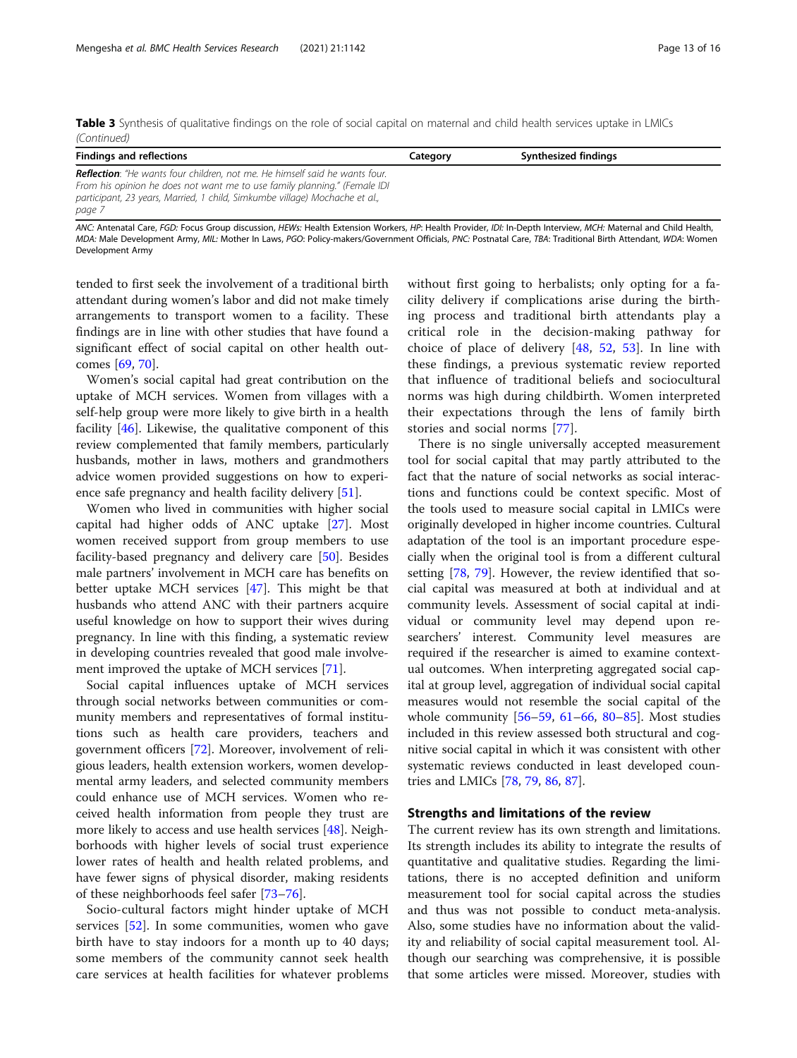**Table 3** Synthesis of qualitative findings on the role of social capital on maternal and child health services uptake in LMICs *(Continued)*

| Findings and reflections | Category | Synthesized findings |
| --- | --- | --- |
| ***Reflection***: *"He wants four children, not me. He himself said he wants four. From his opinion he does not want me to use family planning." (Female IDI participant, 23 years, Married, 1 child, Simkumbe village) Mochache et al., page 7* | | |

*ANC:* Antenatal Care, *FGD:* Focus Group discussion, *HEWs:* Health Extension Workers, *HP:* Health Provider, *IDI:* In-Depth Interview, *MCH:* Maternal and Child Health, *MDA:* Male Development Army, *MIL:* Mother In Laws, *PGO:* Policy-makers/Government Officials, *PNC:* Postnatal Care, *TBA:* Traditional Birth Attendant, *WDA:* Women Development Army

tended to first seek the involvement of a traditional birth attendant during women's labor and did not make timely arrangements to transport women to a facility. These findings are in line with other studies that have found a significant effect of social capital on other health outcomes [69, 70].

Women's social capital had great contribution on the uptake of MCH services. Women from villages with a self-help group were more likely to give birth in a health facility [46]. Likewise, the qualitative component of this review complemented that family members, particularly husbands, mother in laws, mothers and grandmothers advice women provided suggestions on how to experience safe pregnancy and health facility delivery [51].

Women who lived in communities with higher social capital had higher odds of ANC uptake [27]. Most women received support from group members to use facility-based pregnancy and delivery care [50]. Besides male partners' involvement in MCH care has benefits on better uptake MCH services [47]. This might be that husbands who attend ANC with their partners acquire useful knowledge on how to support their wives during pregnancy. In line with this finding, a systematic review in developing countries revealed that good male involvement improved the uptake of MCH services [71].

Social capital influences uptake of MCH services through social networks between communities or community members and representatives of formal institutions such as health care providers, teachers and government officers [72]. Moreover, involvement of religious leaders, health extension workers, women developmental army leaders, and selected community members could enhance use of MCH services. Women who received health information from people they trust are more likely to access and use health services [48]. Neighborhoods with higher levels of social trust experience lower rates of health and health related problems, and have fewer signs of physical disorder, making residents of these neighborhoods feel safer [73–76].

Socio-cultural factors might hinder uptake of MCH services [52]. In some communities, women who gave birth have to stay indoors for a month up to 40 days; some members of the community cannot seek health care services at health facilities for whatever problems without first going to herbalists; only opting for a facility delivery if complications arise during the birthing process and traditional birth attendants play a critical role in the decision-making pathway for choice of place of delivery [48, 52, 53]. In line with these findings, a previous systematic review reported that influence of traditional beliefs and sociocultural norms was high during childbirth. Women interpreted their expectations through the lens of family birth stories and social norms [77].

There is no single universally accepted measurement tool for social capital that may partly attributed to the fact that the nature of social networks as social interactions and functions could be context specific. Most of the tools used to measure social capital in LMICs were originally developed in higher income countries. Cultural adaptation of the tool is an important procedure especially when the original tool is from a different cultural setting [78, 79]. However, the review identified that social capital was measured at both at individual and at community levels. Assessment of social capital at individual or community level may depend upon researchers' interest. Community level measures are required if the researcher is aimed to examine contextual outcomes. When interpreting aggregated social capital at group level, aggregation of individual social capital measures would not resemble the social capital of the whole community [56–59, 61–66, 80–85]. Most studies included in this review assessed both structural and cognitive social capital in which it was consistent with other systematic reviews conducted in least developed countries and LMICs [78, 79, 86, 87].

## Strengths and limitations of the review

The current review has its own strength and limitations. Its strength includes its ability to integrate the results of quantitative and qualitative studies. Regarding the limitations, there is no accepted definition and uniform measurement tool for social capital across the studies and thus was not possible to conduct meta-analysis. Also, some studies have no information about the validity and reliability of social capital measurement tool. Although our searching was comprehensive, it is possible that some articles were missed. Moreover, studies with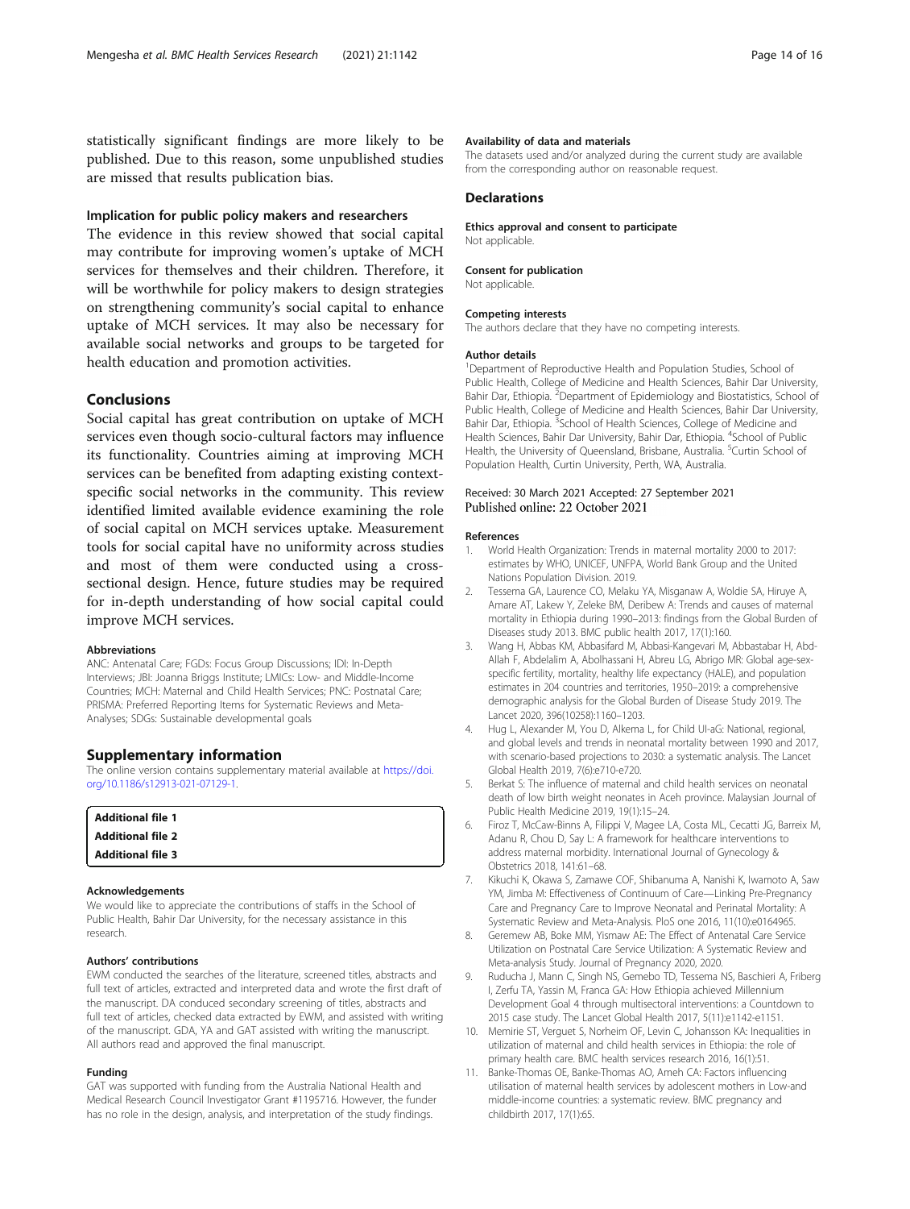statistically significant findings are more likely to be published. Due to this reason, some unpublished studies are missed that results publication bias.

### Implication for public policy makers and researchers

The evidence in this review showed that social capital may contribute for improving women's uptake of MCH services for themselves and their children. Therefore, it will be worthwhile for policy makers to design strategies on strengthening community's social capital to enhance uptake of MCH services. It may also be necessary for available social networks and groups to be targeted for health education and promotion activities.

## Conclusions

Social capital has great contribution on uptake of MCH services even though socio-cultural factors may influence its functionality. Countries aiming at improving MCH services can be benefited from adapting existing context-specific social networks in the community. This review identified limited available evidence examining the role of social capital on MCH services uptake. Measurement tools for social capital have no uniformity across studies and most of them were conducted using a cross-sectional design. Hence, future studies may be required for in-depth understanding of how social capital could improve MCH services.

#### Abbreviations

ANC: Antenatal Care; FGDs: Focus Group Discussions; IDI: In-Depth Interviews; JBI: Joanna Briggs Institute; LMICs: Low- and Middle-Income Countries; MCH: Maternal and Child Health Services; PNC: Postnatal Care; PRISMA: Preferred Reporting Items for Systematic Reviews and Meta-Analyses; SDGs: Sustainable developmental goals

## Supplementary information

The online version contains supplementary material available at https://doi.org/10.1186/s12913-021-07129-1.

**Additional file 1**
**Additional file 2**
**Additional file 3**

#### Acknowledgements

We would like to appreciate the contributions of staffs in the School of Public Health, Bahir Dar University, for the necessary assistance in this research.

#### Authors' contributions

EWM conducted the searches of the literature, screened titles, abstracts and full text of articles, extracted and interpreted data and wrote the first draft of the manuscript. DA conduced secondary screening of titles, abstracts and full text of articles, checked data extracted by EWM, and assisted with writing of the manuscript. GDA, YA and GAT assisted with writing the manuscript. All authors read and approved the final manuscript.

#### Funding

GAT was supported with funding from the Australia National Health and Medical Research Council Investigator Grant #1195716. However, the funder has no role in the design, analysis, and interpretation of the study findings.

#### Availability of data and materials

The datasets used and/or analyzed during the current study are available from the corresponding author on reasonable request.

## Declarations

#### Ethics approval and consent to participate

Not applicable.

#### Consent for publication

Not applicable.

#### Competing interests

The authors declare that they have no competing interests.

#### Author details

[1]Department of Reproductive Health and Population Studies, School of Public Health, College of Medicine and Health Sciences, Bahir Dar University, Bahir Dar, Ethiopia. [2]Department of Epidemiology and Biostatistics, School of Public Health, College of Medicine and Health Sciences, Bahir Dar University, Bahir Dar, Ethiopia. [3]School of Health Sciences, College of Medicine and Health Sciences, Bahir Dar University, Bahir Dar, Ethiopia. [4]School of Public Health, the University of Queensland, Brisbane, Australia. [5]Curtin School of Population Health, Curtin University, Perth, WA, Australia.

Received: 30 March 2021 Accepted: 27 September 2021
Published online: 22 October 2021

#### References

1. World Health Organization: Trends in maternal mortality 2000 to 2017: estimates by WHO, UNICEF, UNFPA, World Bank Group and the United Nations Population Division. 2019.
2. Tessema GA, Laurence CO, Melaku YA, Misganaw A, Woldie SA, Hiruye A, Amare AT, Lakew Y, Zeleke BM, Deribew A: Trends and causes of maternal mortality in Ethiopia during 1990–2013: findings from the Global Burden of Diseases study 2013. BMC public health 2017, 17(1):160.
3. Wang H, Abbas KM, Abbasifard M, Abbasi-Kangevari M, Abbastabar H, Abd-Allah F, Abdelalim A, Abolhassani H, Abreu LG, Abrigo MR: Global age-sex-specific fertility, mortality, healthy life expectancy (HALE), and population estimates in 204 countries and territories, 1950–2019: a comprehensive demographic analysis for the Global Burden of Disease Study 2019. The Lancet 2020, 396(10258):1160–1203.
4. Hug L, Alexander M, You D, Alkema L, for Child Ul-aG: National, regional, and global levels and trends in neonatal mortality between 1990 and 2017, with scenario-based projections to 2030: a systematic analysis. The Lancet Global Health 2019, 7(6):e710-e720.
5. Berkat S: The influence of maternal and child health services on neonatal death of low birth weight neonates in Aceh province. Malaysian Journal of Public Health Medicine 2019, 19(1):15–24.
6. Firoz T, McCaw-Binns A, Filippi V, Magee LA, Costa ML, Cecatti JG, Barreix M, Adanu R, Chou D, Say L: A framework for healthcare interventions to address maternal morbidity. International Journal of Gynecology & Obstetrics 2018, 141:61–68.
7. Kikuchi K, Okawa S, Zamawe COF, Shibanuma A, Nanishi K, Iwamoto A, Saw YM, Jimba M: Effectiveness of Continuum of Care—Linking Pre-Pregnancy Care and Pregnancy Care to Improve Neonatal and Perinatal Mortality: A Systematic Review and Meta-Analysis. PloS one 2016, 11(10):e0164965.
8. Geremew AB, Boke MM, Yismaw AE: The Effect of Antenatal Care Service Utilization on Postnatal Care Service Utilization: A Systematic Review and Meta-analysis Study. Journal of Pregnancy 2020, 2020.
9. Ruducha J, Mann C, Singh NS, Gemebo TD, Tessema NS, Baschieri A, Friberg I, Zerfu TA, Yassin M, Franca GA: How Ethiopia achieved Millennium Development Goal 4 through multisectoral interventions: a Countdown to 2015 case study. The Lancet Global Health 2017, 5(11):e1142-e1151.
10. Memirie ST, Verguet S, Norheim OF, Levin C, Johansson KA: Inequalities in utilization of maternal and child health services in Ethiopia: the role of primary health care. BMC health services research 2016, 16(1):51.
11. Banke-Thomas OE, Banke-Thomas AO, Ameh CA: Factors influencing utilisation of maternal health services by adolescent mothers in Low-and middle-income countries: a systematic review. BMC pregnancy and childbirth 2017, 17(1):65.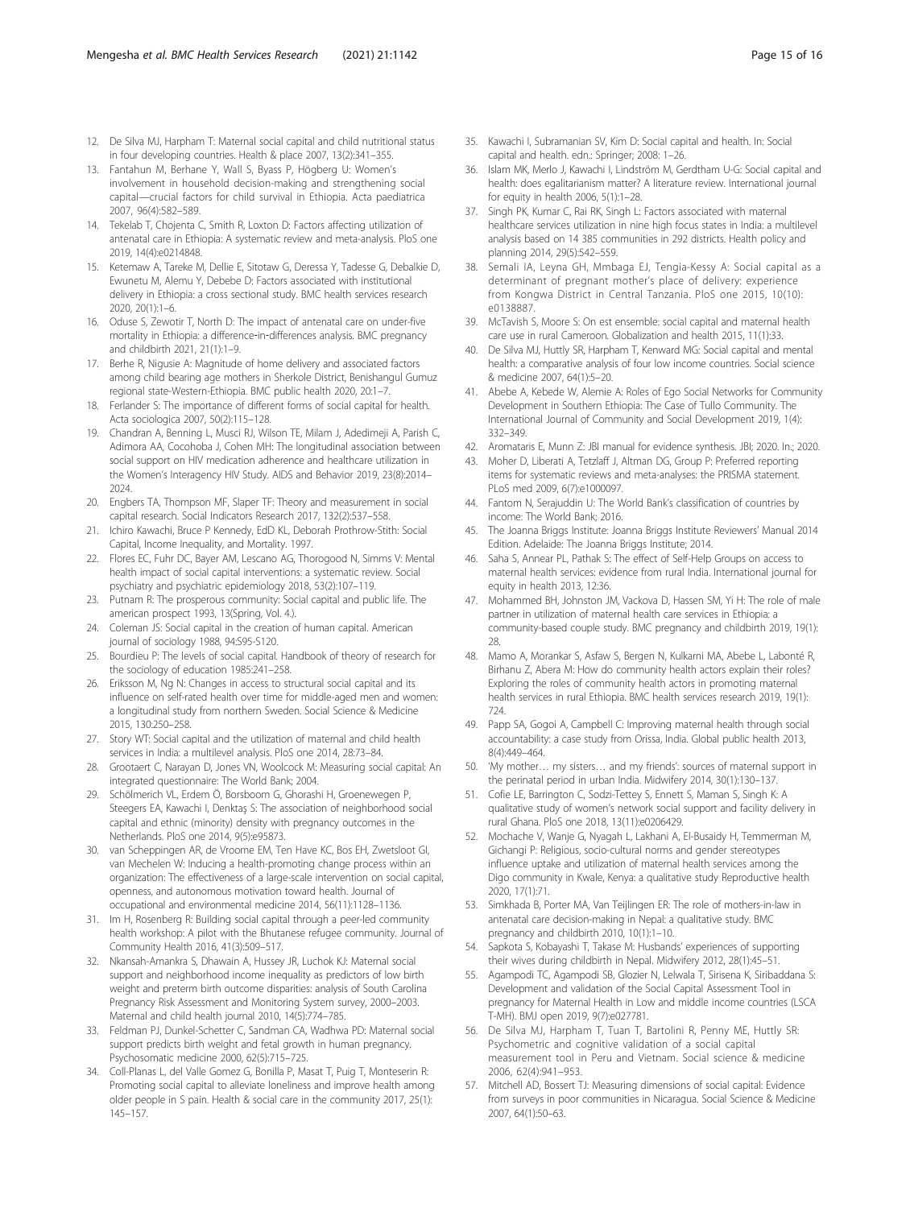12. De Silva MJ, Harpham T: Maternal social capital and child nutritional status in four developing countries. Health & place 2007, 13(2):341–355.
13. Fantahun M, Berhane Y, Wall S, Byass P, Högberg U: Women's involvement in household decision-making and strengthening social capital—crucial factors for child survival in Ethiopia. Acta paediatrica 2007, 96(4):582–589.
14. Tekelab T, Chojenta C, Smith R, Loxton D: Factors affecting utilization of antenatal care in Ethiopia: A systematic review and meta-analysis. PloS one 2019, 14(4):e0214848.
15. Ketemaw A, Tareke M, Dellie E, Sitotaw G, Deressa Y, Tadesse G, Debalkie D, Ewunetu M, Alemu Y, Debebe D: Factors associated with institutional delivery in Ethiopia: a cross sectional study. BMC health services research 2020, 20(1):1–6.
16. Oduse S, Zewotir T, North D: The impact of antenatal care on under-five mortality in Ethiopia: a difference-in-differences analysis. BMC pregnancy and childbirth 2021, 21(1):1–9.
17. Berhe R, Nigusie A: Magnitude of home delivery and associated factors among child bearing age mothers in Sherkole District, Benishangul Gumuz regional state-Western-Ethiopia. BMC public health 2020, 20:1–7.
18. Ferlander S: The importance of different forms of social capital for health. Acta sociologica 2007, 50(2):115–128.
19. Chandran A, Benning L, Musci RJ, Wilson TE, Milam J, Adedimeji A, Parish C, Adimora AA, Cocohoba J, Cohen MH: The longitudinal association between social support on HIV medication adherence and healthcare utilization in the Women's Interagency HIV Study. AIDS and Behavior 2019, 23(8):2014–2024.
20. Engbers TA, Thompson MF, Slaper TF: Theory and measurement in social capital research. Social Indicators Research 2017, 132(2):537–558.
21. Ichiro Kawachi, Bruce P Kennedy, EdD KL, Deborah Prothrow-Stith: Social Capital, Income Inequality, and Mortality. 1997.
22. Flores EC, Fuhr DC, Bayer AM, Lescano AG, Thorogood N, Simms V: Mental health impact of social capital interventions: a systematic review. Social psychiatry and psychiatric epidemiology 2018, 53(2):107–119.
23. Putnam R: The prosperous community: Social capital and public life. The american prospect 1993, 13(Spring, Vol. 4.).
24. Coleman JS: Social capital in the creation of human capital. American journal of sociology 1988, 94:S95-S120.
25. Bourdieu P: The levels of social capital. Handbook of theory of research for the sociology of education 1985:241–258.
26. Eriksson M, Ng N: Changes in access to structural social capital and its influence on self-rated health over time for middle-aged men and women: a longitudinal study from northern Sweden. Social Science & Medicine 2015, 130:250–258.
27. Story WT: Social capital and the utilization of maternal and child health services in India: a multilevel analysis. PloS one 2014, 28:73–84.
28. Grootaert C, Narayan D, Jones VN, Woolcock M: Measuring social capital: An integrated questionnaire: The World Bank; 2004.
29. Schölmerich VL, Erdem Ö, Borsboom G, Ghorashi H, Groenewegen P, Steegers EA, Kawachi I, Denktaş S: The association of neighborhood social capital and ethnic (minority) density with pregnancy outcomes in the Netherlands. PloS one 2014, 9(5):e95873.
30. van Scheppingen AR, de Vroome EM, Ten Have KC, Bos EH, Zwetsloot GI, van Mechelen W: Inducing a health-promoting change process within an organization: The effectiveness of a large-scale intervention on social capital, openness, and autonomous motivation toward health. Journal of occupational and environmental medicine 2014, 56(11):1128–1136.
31. Im H, Rosenberg R: Building social capital through a peer-led community health workshop: A pilot with the Bhutanese refugee community. Journal of Community Health 2016, 41(3):509–517.
32. Nkansah-Amankra S, Dhawain A, Hussey JR, Luchok KJ: Maternal social support and neighborhood income inequality as predictors of low birth weight and preterm birth outcome disparities: analysis of South Carolina Pregnancy Risk Assessment and Monitoring System survey, 2000–2003. Maternal and child health journal 2010, 14(5):774–785.
33. Feldman PJ, Dunkel-Schetter C, Sandman CA, Wadhwa PD: Maternal social support predicts birth weight and fetal growth in human pregnancy. Psychosomatic medicine 2000, 62(5):715–725.
34. Coll-Planas L, del Valle Gomez G, Bonilla P, Masat T, Puig T, Monteserin R: Promoting social capital to alleviate loneliness and improve health among older people in S pain. Health & social care in the community 2017, 25(1): 145–157.
35. Kawachi I, Subramanian SV, Kim D: Social capital and health. In: Social capital and health. edn.: Springer; 2008: 1–26.
36. Islam MK, Merlo J, Kawachi I, Lindström M, Gerdtham U-G: Social capital and health: does egalitarianism matter? A literature review. International journal for equity in health 2006, 5(1):1–28.
37. Singh PK, Kumar C, Rai RK, Singh L: Factors associated with maternal healthcare services utilization in nine high focus states in India: a multilevel analysis based on 14 385 communities in 292 districts. Health policy and planning 2014, 29(5):542–559.
38. Semali IA, Leyna GH, Mmbaga EJ, Tengia-Kessy A: Social capital as a determinant of pregnant mother's place of delivery: experience from Kongwa District in Central Tanzania. PloS one 2015, 10(10): e0138887.
39. McTavish S, Moore S: On est ensemble: social capital and maternal health care use in rural Cameroon. Globalization and health 2015, 11(1):33.
40. De Silva MJ, Huttly SR, Harpham T, Kenward MG: Social capital and mental health: a comparative analysis of four low income countries. Social science & medicine 2007, 64(1):5–20.
41. Abebe A, Kebede W, Alemie A: Roles of Ego Social Networks for Community Development in Southern Ethiopia: The Case of Tullo Community. The International Journal of Community and Social Development 2019, 1(4): 332–349.
42. Aromataris E, Munn Z: JBI manual for evidence synthesis. JBI; 2020. In.; 2020.
43. Moher D, Liberati A, Tetzlaff J, Altman DG, Group P: Preferred reporting items for systematic reviews and meta-analyses: the PRISMA statement. PLoS med 2009, 6(7):e1000097.
44. Fantom N, Serajuddin U: The World Bank's classification of countries by income: The World Bank; 2016.
45. The Joanna Briggs Institute: Joanna Briggs Institute Reviewers' Manual 2014 Edition. Adelaide: The Joanna Briggs Institute; 2014.
46. Saha S, Annear PL, Pathak S: The effect of Self-Help Groups on access to maternal health services: evidence from rural India. International journal for equity in health 2013, 12:36.
47. Mohammed BH, Johnston JM, Vackova D, Hassen SM, Yi H: The role of male partner in utilization of maternal health care services in Ethiopia: a community-based couple study. BMC pregnancy and childbirth 2019, 19(1): 28.
48. Mamo A, Morankar S, Asfaw S, Bergen N, Kulkarni MA, Abebe L, Labonté R, Birhanu Z, Abera M: How do community health actors explain their roles? Exploring the roles of community health actors in promoting maternal health services in rural Ethiopia. BMC health services research 2019, 19(1): 724.
49. Papp SA, Gogoi A, Campbell C: Improving maternal health through social accountability: a case study from Orissa, India. Global public health 2013, 8(4):449–464.
50. 'My mother… my sisters… and my friends': sources of maternal support in the perinatal period in urban India. Midwifery 2014, 30(1):130–137.
51. Cofie LE, Barrington C, Sodzi-Tettey S, Ennett S, Maman S, Singh K: A qualitative study of women's network social support and facility delivery in rural Ghana. PloS one 2018, 13(11):e0206429.
52. Mochache V, Wanje G, Nyagah L, Lakhani A, El-Busaidy H, Temmerman M, Gichangi P: Religious, socio-cultural norms and gender stereotypes influence uptake and utilization of maternal health services among the Digo community in Kwale, Kenya: a qualitative study Reproductive health 2020, 17(1):71.
53. Simkhada B, Porter MA, Van Teijlingen ER: The role of mothers-in-law in antenatal care decision-making in Nepal: a qualitative study. BMC pregnancy and childbirth 2010, 10(1):1–10.
54. Sapkota S, Kobayashi T, Takase M: Husbands' experiences of supporting their wives during childbirth in Nepal. Midwifery 2012, 28(1):45–51.
55. Agampodi TC, Agampodi SB, Glozier N, Lelwala T, Sirisena K, Siribaddana S: Development and validation of the Social Capital Assessment Tool in pregnancy for Maternal Health in Low and middle income countries (LSCA T-MH). BMJ open 2019, 9(7):e027781.
56. De Silva MJ, Harpham T, Tuan T, Bartolini R, Penny ME, Huttly SR: Psychometric and cognitive validation of a social capital measurement tool in Peru and Vietnam. Social science & medicine 2006, 62(4):941–953.
57. Mitchell AD, Bossert TJ: Measuring dimensions of social capital: Evidence from surveys in poor communities in Nicaragua. Social Science & Medicine 2007, 64(1):50–63.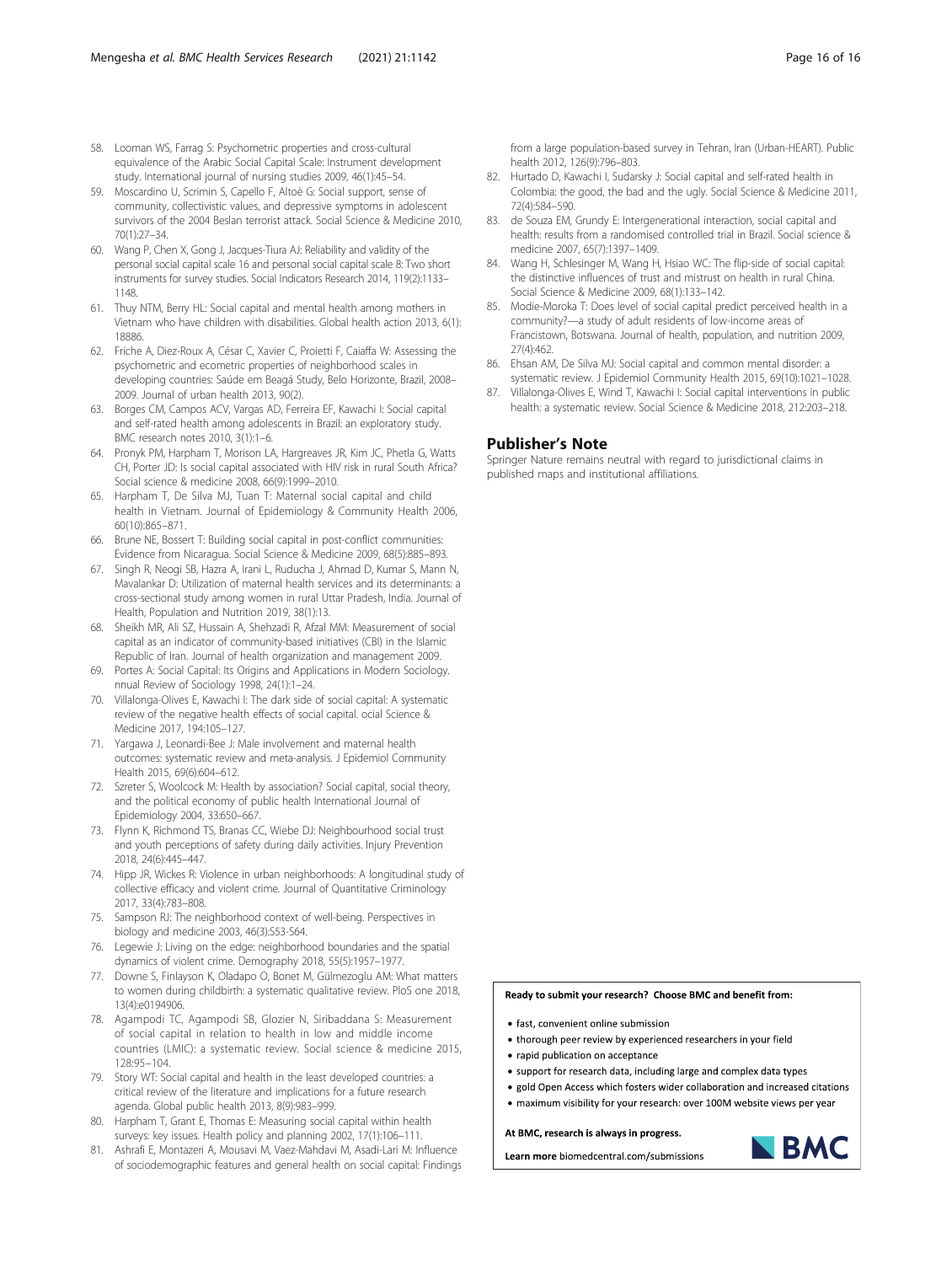58. Looman WS, Farrag S: Psychometric properties and cross-cultural equivalence of the Arabic Social Capital Scale: Instrument development study. International journal of nursing studies 2009, 46(1):45–54.
59. Moscardino U, Scrimin S, Capello F, Altoè G: Social support, sense of community, collectivistic values, and depressive symptoms in adolescent survivors of the 2004 Beslan terrorist attack. Social Science & Medicine 2010, 70(1):27–34.
60. Wang P, Chen X, Gong J, Jacques-Tiura AJ: Reliability and validity of the personal social capital scale 16 and personal social capital scale 8: Two short instruments for survey studies. Social Indicators Research 2014, 119(2):1133–1148.
61. Thuy NTM, Berry HL: Social capital and mental health among mothers in Vietnam who have children with disabilities. Global health action 2013, 6(1):18886.
62. Friche A, Diez-Roux A, César C, Xavier C, Proietti F, Caiaffa W: Assessing the psychometric and ecometric properties of neighborhood scales in developing countries: Saúde em Beagá Study, Belo Horizonte, Brazil, 2008–2009. Journal of urban health 2013, 90(2).
63. Borges CM, Campos ACV, Vargas AD, Ferreira EF, Kawachi I: Social capital and self-rated health among adolescents in Brazil: an exploratory study. BMC research notes 2010, 3(1):1–6.
64. Pronyk PM, Harpham T, Morison LA, Hargreaves JR, Kim JC, Phetla G, Watts CH, Porter JD: Is social capital associated with HIV risk in rural South Africa? Social science & medicine 2008, 66(9):1999–2010.
65. Harpham T, De Silva MJ, Tuan T: Maternal social capital and child health in Vietnam. Journal of Epidemiology & Community Health 2006, 60(10):865–871.
66. Brune NE, Bossert T: Building social capital in post-conflict communities: Evidence from Nicaragua. Social Science & Medicine 2009, 68(5):885–893.
67. Singh R, Neogi SB, Hazra A, Irani L, Ruducha J, Ahmad D, Kumar S, Mann N, Mavalankar D: Utilization of maternal health services and its determinants: a cross-sectional study among women in rural Uttar Pradesh, India. Journal of Health, Population and Nutrition 2019, 38(1):13.
68. Sheikh MR, Ali SZ, Hussain A, Shehzadi R, Afzal MM: Measurement of social capital as an indicator of community-based initiatives (CBI) in the Islamic Republic of Iran. Journal of health organization and management 2009.
69. Portes A: Social Capital: Its Origins and Applications in Modern Sociology. nnual Review of Sociology 1998, 24(1):1–24.
70. Villalonga-Olives E, Kawachi I: The dark side of social capital: A systematic review of the negative health effects of social capital. ocial Science & Medicine 2017, 194:105–127.
71. Yargawa J, Leonardi-Bee J: Male involvement and maternal health outcomes: systematic review and meta-analysis. J Epidemiol Community Health 2015, 69(6):604–612.
72. Szreter S, Woolcock M: Health by association? Social capital, social theory, and the political economy of public health International Journal of Epidemiology 2004, 33:650–667.
73. Flynn K, Richmond TS, Branas CC, Wiebe DJ: Neighbourhood social trust and youth perceptions of safety during daily activities. Injury Prevention 2018, 24(6):445–447.
74. Hipp JR, Wickes R: Violence in urban neighborhoods: A longitudinal study of collective efficacy and violent crime. Journal of Quantitative Criminology 2017, 33(4):783–808.
75. Sampson RJ: The neighborhood context of well-being. Perspectives in biology and medicine 2003, 46(3):S53-S64.
76. Legewie J: Living on the edge: neighborhood boundaries and the spatial dynamics of violent crime. Demography 2018, 55(5):1957–1977.
77. Downe S, Finlayson K, Oladapo O, Bonet M, Gülmezoglu AM: What matters to women during childbirth: a systematic qualitative review. PloS one 2018, 13(4):e0194906.
78. Agampodi TC, Agampodi SB, Glozier N, Siribaddana S: Measurement of social capital in relation to health in low and middle income countries (LMIC): a systematic review. Social science & medicine 2015, 128:95–104.
79. Story WT: Social capital and health in the least developed countries: a critical review of the literature and implications for a future research agenda. Global public health 2013, 8(9):983–999.
80. Harpham T, Grant E, Thomas E: Measuring social capital within health surveys: key issues. Health policy and planning 2002, 17(1):106–111.
81. Ashrafi E, Montazeri A, Mousavi M, Vaez-Mahdavi M, Asadi-Lari M: Influence of sociodemographic features and general health on social capital: Findings from a large population-based survey in Tehran, Iran (Urban-HEART). Public health 2012, 126(9):796–803.
82. Hurtado D, Kawachi I, Sudarsky J: Social capital and self-rated health in Colombia: the good, the bad and the ugly. Social Science & Medicine 2011, 72(4):584–590.
83. de Souza EM, Grundy E: Intergenerational interaction, social capital and health: results from a randomised controlled trial in Brazil. Social science & medicine 2007, 65(7):1397–1409.
84. Wang H, Schlesinger M, Wang H, Hsiao WC: The flip-side of social capital: the distinctive influences of trust and mistrust on health in rural China. Social Science & Medicine 2009, 68(1):133–142.
85. Modie-Moroka T: Does level of social capital predict perceived health in a community?—a study of adult residents of low-income areas of Francistown, Botswana. Journal of health, population, and nutrition 2009, 27(4):462.
86. Ehsan AM, De Silva MJ: Social capital and common mental disorder: a systematic review. J Epidemiol Community Health 2015, 69(10):1021–1028.
87. Villalonga-Olives E, Wind T, Kawachi I: Social capital interventions in public health: a systematic review. Social Science & Medicine 2018, 212:203–218.

## Publisher's Note

Springer Nature remains neutral with regard to jurisdictional claims in published maps and institutional affiliations.

**Ready to submit your research? Choose BMC and benefit from:**

- fast, convenient online submission
- thorough peer review by experienced researchers in your field
- rapid publication on acceptance
- support for research data, including large and complex data types
- gold Open Access which fosters wider collaboration and increased citations
- maximum visibility for your research: over 100M website views per year

**At BMC, research is always in progress.**

**Learn more** biomedcentral.com/submissions

BMC